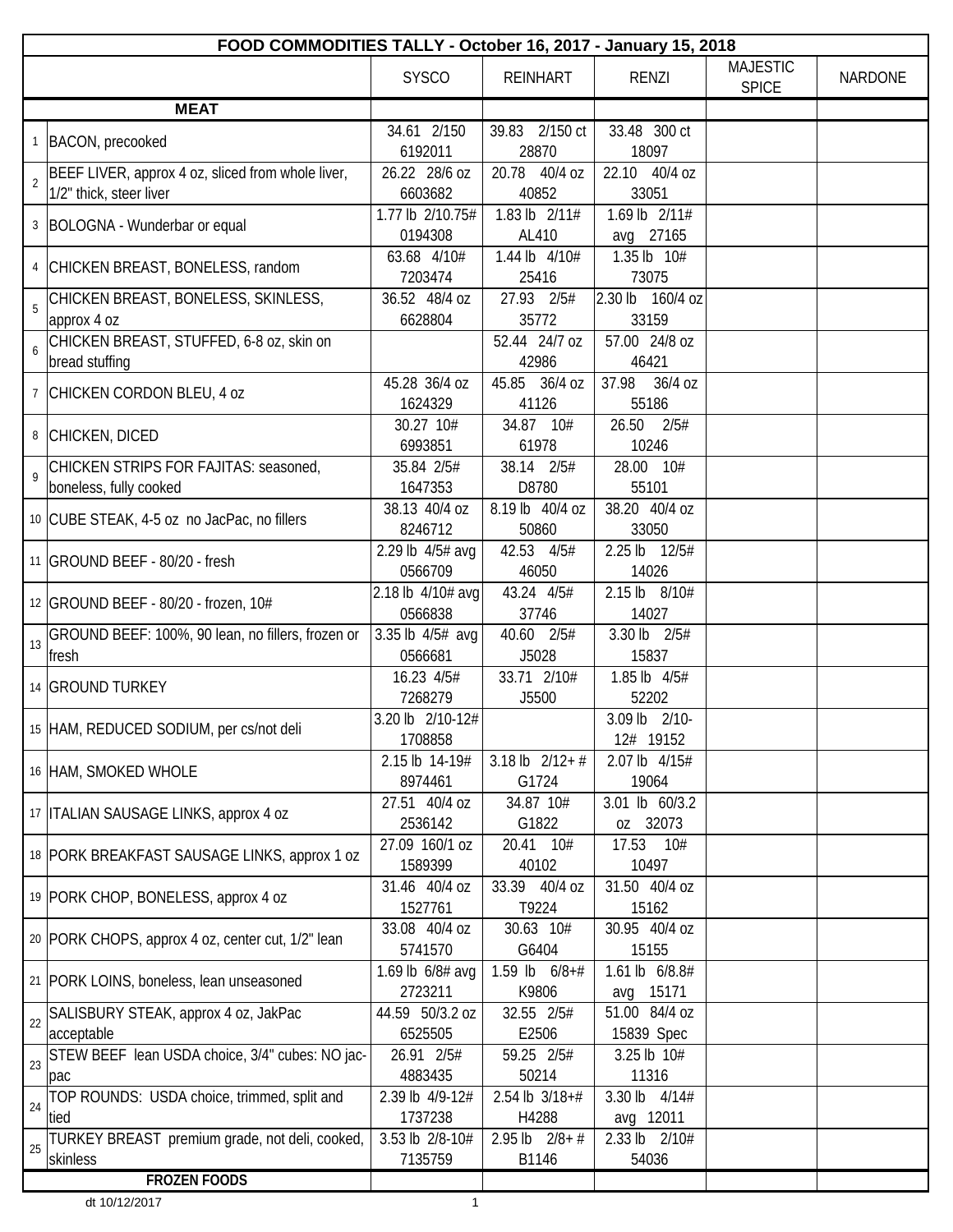| FOOD COMMODITIES TALLY - October 16, 2017 - January 15, 2018 | | | | | | |
|---|---|---|---|---|---|---|
| | | SYSCO | REINHART | RENZI | MAJESTIC SPICE | NARDONE |
| | **MEAT** | | | | | |
| 1 | BACON, precooked | 34.61 2/150 6192011 | 39.83 2/150 ct 28870 | 33.48 300 ct 18097 | | |
| 2 | BEEF LIVER, approx 4 oz, sliced from whole liver, 1/2" thick, steer liver | 26.22 28/6 oz 6603682 | 20.78 40/4 oz 40852 | 22.10 40/4 oz 33051 | | |
| 3 | BOLOGNA - Wunderbar or equal | 1.77 lb 2/10.75# 0194308 | 1.83 lb 2/11# AL410 | 1.69 lb 2/11# avg 27165 | | |
| 4 | CHICKEN BREAST, BONELESS, random | 63.68 4/10# 7203474 | 1.44 lb 4/10# 25416 | 1.35 lb 10# 73075 | | |
| 5 | CHICKEN BREAST, BONELESS, SKINLESS, approx 4 oz | 36.52 48/4 oz 6628804 | 27.93 2/5# 35772 | 2.30 lb 160/4 oz 33159 | | |
| 6 | CHICKEN BREAST, STUFFED, 6-8 oz, skin on bread stuffing | | 52.44 24/7 oz 42986 | 57.00 24/8 oz 46421 | | |
| 7 | CHICKEN CORDON BLEU, 4 oz | 45.28 36/4 oz 1624329 | 45.85 36/4 oz 41126 | 37.98 36/4 oz 55186 | | |
| 8 | CHICKEN, DICED | 30.27 10# 6993851 | 34.87 10# 61978 | 26.50 2/5# 10246 | | |
| 9 | CHICKEN STRIPS FOR FAJITAS: seasoned, boneless, fully cooked | 35.84 2/5# 1647353 | 38.14 2/5# D8780 | 28.00 10# 55101 | | |
| 10 | CUBE STEAK, 4-5 oz no JacPac, no fillers | 38.13 40/4 oz 8246712 | 8.19 lb 40/4 oz 50860 | 38.20 40/4 oz 33050 | | |
| 11 | GROUND BEEF - 80/20 - fresh | 2.29 lb 4/5# avg 0566709 | 42.53 4/5# 46050 | 2.25 lb 12/5# 14026 | | |
| 12 | GROUND BEEF - 80/20 - frozen, 10# | 2.18 lb 4/10# avg 0566838 | 43.24 4/5# 37746 | 2.15 lb 8/10# 14027 | | |
| 13 | GROUND BEEF: 100%, 90 lean, no fillers, frozen or fresh | 3.35 lb 4/5# avg 0566681 | 40.60 2/5# J5028 | 3.30 lb 2/5# 15837 | | |
| 14 | GROUND TURKEY | 16.23 4/5# 7268279 | 33.71 2/10# J5500 | 1.85 lb 4/5# 52202 | | |
| 15 | HAM, REDUCED SODIUM, per cs/not deli | 3.20 lb 2/10-12# 1708858 | | 3.09 lb 2/10-12# 19152 | | |
| 16 | HAM, SMOKED WHOLE | 2.15 lb 14-19# 8974461 | 3.18 lb 2/12+ # G1724 | 2.07 lb 4/15# 19064 | | |
| 17 | ITALIAN SAUSAGE LINKS, approx 4 oz | 27.51 40/4 oz 2536142 | 34.87 10# G1822 | 3.01 lb 60/3.2 oz 32073 | | |
| 18 | PORK BREAKFAST SAUSAGE LINKS, approx 1 oz | 27.09 160/1 oz 1589399 | 20.41 10# 40102 | 17.53 10# 10497 | | |
| 19 | PORK CHOP, BONELESS, approx 4 oz | 31.46 40/4 oz 1527761 | 33.39 40/4 oz T9224 | 31.50 40/4 oz 15162 | | |
| 20 | PORK CHOPS, approx 4 oz, center cut, 1/2" lean | 33.08 40/4 oz 5741570 | 30.63 10# G6404 | 30.95 40/4 oz 15155 | | |
| 21 | PORK LOINS, boneless, lean unseasoned | 1.69 lb 6/8# avg 2723211 | 1.59 lb 6/8+# K9806 | 1.61 lb 6/8.8# avg 15171 | | |
| 22 | SALISBURY STEAK, approx 4 oz, JakPac acceptable | 44.59 50/3.2 oz 6525505 | 32.55 2/5# E2506 | 51.00 84/4 oz 15839 Spec | | |
| 23 | STEW BEEF lean USDA choice, 3/4" cubes: NO jac-pac | 26.91 2/5# 4883435 | 59.25 2/5# 50214 | 3.25 lb 10# 11316 | | |
| 24 | TOP ROUNDS: USDA choice, trimmed, split and tied | 2.39 lb 4/9-12# 1737238 | 2.54 lb 3/18+# H4288 | 3.30 lb 4/14# avg 12011 | | |
| 25 | TURKEY BREAST premium grade, not deli, cooked, skinless | 3.53 lb 2/8-10# 7135759 | 2.95 lb 2/8+ # B1146 | 2.33 lb 2/10# 54036 | | |
| | **FROZEN FOODS** | | | | | |

dt 10/12/2017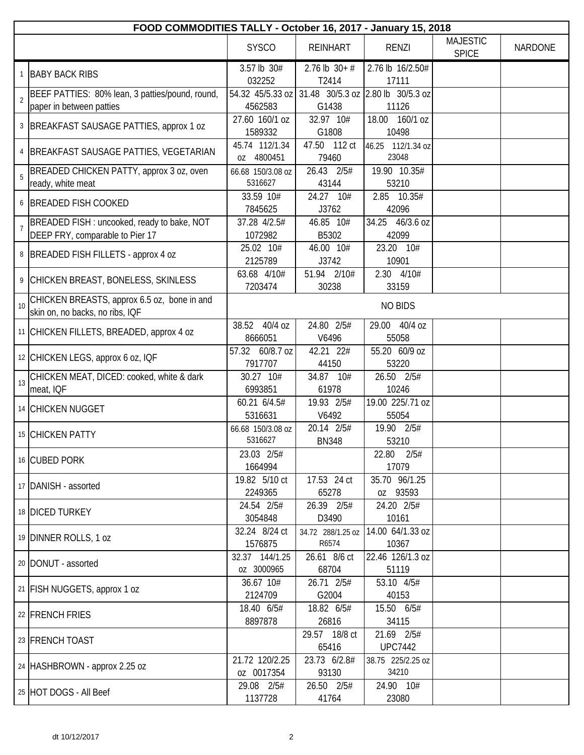| FOOD COMMODITIES TALLY - October 16, 2017 - January 15, 2018 | | | | | | |
|---|---|---|---|---|---|---|
| | | SYSCO | REINHART | RENZI | MAJESTIC SPICE | NARDONE |
| 1 | BABY BACK RIBS | 3.57 lb 30# 032252 | 2.76 lb 30+ # T2414 | 2.76 lb 16/2.50# 17111 | | |
| 2 | BEEF PATTIES: 80% lean, 3 patties/pound, round, paper in between patties | 54.32 45/5.33 oz 4562583 | 31.48 30/5.3 oz G1438 | 2.80 lb 30/5.3 oz 11126 | | |
| 3 | BREAKFAST SAUSAGE PATTIES, approx 1 oz | 27.60 160/1 oz 1589332 | 32.97 10# G1808 | 18.00 160/1 oz 10498 | | |
| 4 | BREAKFAST SAUSAGE PATTIES, VEGETARIAN | 45.74 112/1.34 oz 4800451 | 47.50 112 ct 79460 | 46.25 112/1.34 oz 23048 | | |
| 5 | BREADED CHICKEN PATTY, approx 3 oz, oven ready, white meat | 66.68 150/3.08 oz 5316627 | 26.43 2/5# 43144 | 19.90 10.35# 53210 | | |
| 6 | BREADED FISH COOKED | 33.59 10# 7845625 | 24.27 10# J3762 | 2.85 10.35# 42096 | | |
| 7 | BREADED FISH : uncooked, ready to bake, NOT DEEP FRY, comparable to Pier 17 | 37.28 4/2.5# 1072982 | 46.85 10# B5302 | 34.25 46/3.6 oz 42099 | | |
| 8 | BREADED FISH FILLETS - approx 4 oz | 25.02 10# 2125789 | 46.00 10# J3742 | 23.20 10# 10901 | | |
| 9 | CHICKEN BREAST, BONELESS, SKINLESS | 63.68 4/10# 7203474 | 51.94 2/10# 30238 | 2.30 4/10# 33159 | | |
| 10 | CHICKEN BREASTS, approx 6.5 oz, bone in and skin on, no backs, no ribs, IQF | NO BIDS | | | | |
| 11 | CHICKEN FILLETS, BREADED, approx 4 oz | 38.52 40/4 oz 8666051 | 24.80 2/5# V6496 | 29.00 40/4 oz 55058 | | |
| 12 | CHICKEN LEGS, approx 6 oz, IQF | 57.32 60/8.7 oz 7917707 | 42.21 22# 44150 | 55.20 60/9 oz 53220 | | |
| 13 | CHICKEN MEAT, DICED: cooked, white & dark meat, IQF | 30.27 10# 6993851 | 34.87 10# 61978 | 26.50 2/5# 10246 | | |
| 14 | CHICKEN NUGGET | 60.21 6/4.5# 5316631 | 19.93 2/5# V6492 | 19.00 225/.71 oz 55054 | | |
| 15 | CHICKEN PATTY | 66.68 150/3.08 oz 5316627 | 20.14 2/5# BN348 | 19.90 2/5# 53210 | | |
| 16 | CUBED PORK | 23.03 2/5# 1664994 | | 22.80 2/5# 17079 | | |
| 17 | DANISH - assorted | 19.82 5/10 ct 2249365 | 17.53 24 ct 65278 | 35.70 96/1.25 oz 93593 | | |
| 18 | DICED TURKEY | 24.54 2/5# 3054848 | 26.39 2/5# D3490 | 24.20 2/5# 10161 | | |
| 19 | DINNER ROLLS, 1 oz | 32.24 8/24 ct 1576875 | 34.72 288/1.25 oz R6574 | 14.00 64/1.33 oz 10367 | | |
| 20 | DONUT - assorted | 32.37 144/1.25 oz 3000965 | 26.61 8/6 ct 68704 | 22.46 126/1.3 oz 51119 | | |
| 21 | FISH NUGGETS, approx 1 oz | 36.67 10# 2124709 | 26.71 2/5# G2004 | 53.10 4/5# 40153 | | |
| 22 | FRENCH FRIES | 18.40 6/5# 8897878 | 18.82 6/5# 26816 | 15.50 6/5# 34115 | | |
| 23 | FRENCH TOAST | | 29.57 18/8 ct 65416 | 21.69 2/5# UPC7442 | | |
| 24 | HASHBROWN - approx 2.25 oz | 21.72 120/2.25 oz 0017354 | 23.73 6/2.8# 93130 | 38.75 225/2.25 oz 34210 | | |
| 25 | HOT DOGS - All Beef | 29.08 2/5# 1137728 | 26.50 2/5# 41764 | 24.90 10# 23080 | | |

dt 10/12/2017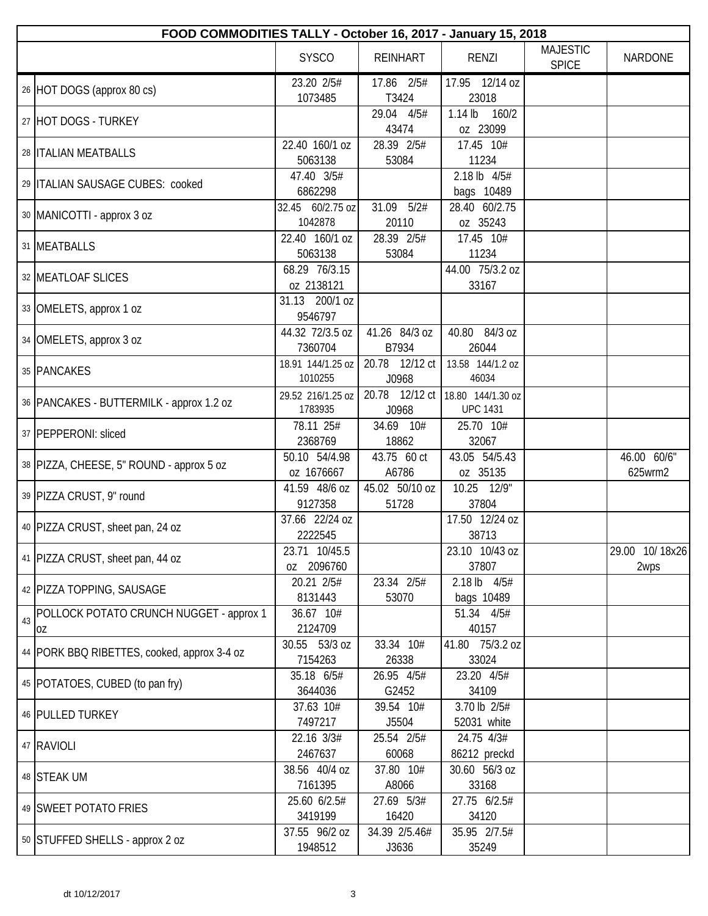| FOOD COMMODITIES TALLY - October 16, 2017 - January 15, 2018 | | | | | | |
|---|---|---|---|---|---|---|
| | | SYSCO | REINHART | RENZI | MAJESTIC SPICE | NARDONE |
| 26 | HOT DOGS (approx 80 cs) | 23.20 2/5# 1073485 | 17.86 2/5# T3424 | 17.95 12/14 oz 23018 | | |
| 27 | HOT DOGS - TURKEY | | 29.04 4/5# 43474 | 1.14 lb 160/2 oz 23099 | | |
| 28 | ITALIAN MEATBALLS | 22.40 160/1 oz 5063138 | 28.39 2/5# 53084 | 17.45 10# 11234 | | |
| 29 | ITALIAN SAUSAGE CUBES: cooked | 47.40 3/5# 6862298 | | 2.18 lb 4/5# bags 10489 | | |
| 30 | MANICOTTI - approx 3 oz | 32.45 60/2.75 oz 1042878 | 31.09 5/2# 20110 | 28.40 60/2.75 oz 35243 | | |
| 31 | MEATBALLS | 22.40 160/1 oz 5063138 | 28.39 2/5# 53084 | 17.45 10# 11234 | | |
| 32 | MEATLOAF SLICES | 68.29 76/3.15 oz 2138121 | | 44.00 75/3.2 oz 33167 | | |
| 33 | OMELETS, approx 1 oz | 31.13 200/1 oz 9546797 | | | | |
| 34 | OMELETS, approx 3 oz | 44.32 72/3.5 oz 7360704 | 41.26 84/3 oz B7934 | 40.80 84/3 oz 26044 | | |
| 35 | PANCAKES | 18.91 144/1.25 oz 1010255 | 20.78 12/12 ct J0968 | 13.58 144/1.2 oz 46034 | | |
| 36 | PANCAKES - BUTTERMILK - approx 1.2 oz | 29.52 216/1.25 oz 1783935 | 20.78 12/12 ct J0968 | 18.80 144/1.30 oz UPC 1431 | | |
| 37 | PEPPERONI: sliced | 78.11 25# 2368769 | 34.69 10# 18862 | 25.70 10# 32067 | | |
| 38 | PIZZA, CHEESE, 5" ROUND - approx 5 oz | 50.10 54/4.98 oz 1676667 | 43.75 60 ct A6786 | 43.05 54/5.43 oz 35135 | | 46.00 60/6" 625wrm2 |
| 39 | PIZZA CRUST, 9" round | 41.59 48/6 oz 9127358 | 45.02 50/10 oz 51728 | 10.25 12/9" 37804 | | |
| 40 | PIZZA CRUST, sheet pan, 24 oz | 37.66 22/24 oz 2222545 | | 17.50 12/24 oz 38713 | | |
| 41 | PIZZA CRUST, sheet pan, 44 oz | 23.71 10/45.5 oz 2096760 | | 23.10 10/43 oz 37807 | | 29.00 10/ 18x26 2wps |
| 42 | PIZZA TOPPING, SAUSAGE | 20.21 2/5# 8131443 | 23.34 2/5# 53070 | 2.18 lb 4/5# bags 10489 | | |
| 43 | POLLOCK POTATO CRUNCH NUGGET - approx 1 oz | 36.67 10# 2124709 | | 51.34 4/5# 40157 | | |
| 44 | PORK BBQ RIBETTES, cooked, approx 3-4 oz | 30.55 53/3 oz 7154263 | 33.34 10# 26338 | 41.80 75/3.2 oz 33024 | | |
| 45 | POTATOES, CUBED (to pan fry) | 35.18 6/5# 3644036 | 26.95 4/5# G2452 | 23.20 4/5# 34109 | | |
| 46 | PULLED TURKEY | 37.63 10# 7497217 | 39.54 10# J5504 | 3.70 lb 2/5# 52031 white | | |
| 47 | RAVIOLI | 22.16 3/3# 2467637 | 25.54 2/5# 60068 | 24.75 4/3# 86212 preckd | | |
| 48 | STEAK UM | 38.56 40/4 oz 7161395 | 37.80 10# A8066 | 30.60 56/3 oz 33168 | | |
| 49 | SWEET POTATO FRIES | 25.60 6/2.5# 3419199 | 27.69 5/3# 16420 | 27.75 6/2.5# 34120 | | |
| 50 | STUFFED SHELLS - approx 2 oz | 37.55 96/2 oz 1948512 | 34.39 2/5.46# J3636 | 35.95 2/7.5# 35249 | | |

dt 10/12/2017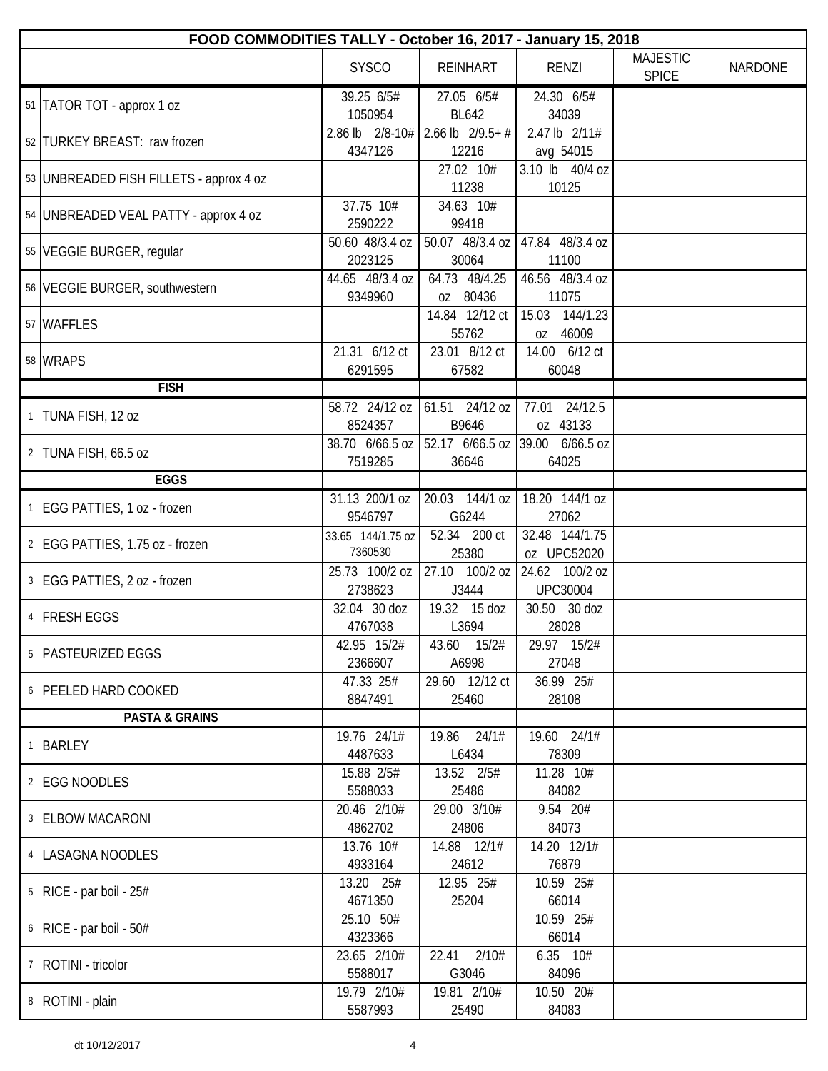| FOOD COMMODITIES TALLY - October 16, 2017 - January 15, 2018 | | | | | | |
|---|---|---|---|---|---|---|
| | | SYSCO | REINHART | RENZI | MAJESTIC SPICE | NARDONE |
| 51 | TATOR TOT - approx 1 oz | 39.25 6/5# 1050954 | 27.05 6/5# BL642 | 24.30 6/5# 34039 | | |
| 52 | TURKEY BREAST: raw frozen | 2.86 lb 2/8-10# 4347126 | 2.66 lb 2/9.5+ # 12216 | 2.47 lb 2/11# avg 54015 | | |
| 53 | UNBREADED FISH FILLETS - approx 4 oz | | 27.02 10# 11238 | 3.10 lb 40/4 oz 10125 | | |
| 54 | UNBREADED VEAL PATTY - approx 4 oz | 37.75 10# 2590222 | 34.63 10# 99418 | | | |
| 55 | VEGGIE BURGER, regular | 50.60 48/3.4 oz 2023125 | 50.07 48/3.4 oz 30064 | 47.84 48/3.4 oz 11100 | | |
| 56 | VEGGIE BURGER, southwestern | 44.65 48/3.4 oz 9349960 | 64.73 48/4.25 oz 80436 | 46.56 48/3.4 oz 11075 | | |
| 57 | WAFFLES | | 14.84 12/12 ct 55762 | 15.03 144/1.23 oz 46009 | | |
| 58 | WRAPS | 21.31 6/12 ct 6291595 | 23.01 8/12 ct 67582 | 14.00 6/12 ct 60048 | | |
| | **FISH** | | | | | |
| 1 | TUNA FISH, 12 oz | 58.72 24/12 oz 8524357 | 61.51 24/12 oz B9646 | 77.01 24/12.5 oz 43133 | | |
| 2 | TUNA FISH, 66.5 oz | 38.70 6/66.5 oz 7519285 | 52.17 6/66.5 oz 36646 | 39.00 6/66.5 oz 64025 | | |
| | **EGGS** | | | | | |
| 1 | EGG PATTIES, 1 oz - frozen | 31.13 200/1 oz 9546797 | 20.03 144/1 oz G6244 | 18.20 144/1 oz 27062 | | |
| 2 | EGG PATTIES, 1.75 oz - frozen | 33.65 144/1.75 oz 7360530 | 52.34 200 ct 25380 | 32.48 144/1.75 oz UPC52020 | | |
| 3 | EGG PATTIES, 2 oz - frozen | 25.73 100/2 oz 2738623 | 27.10 100/2 oz J3444 | 24.62 100/2 oz UPC30004 | | |
| 4 | FRESH EGGS | 32.04 30 doz 4767038 | 19.32 15 doz L3694 | 30.50 30 doz 28028 | | |
| 5 | PASTEURIZED EGGS | 42.95 15/2# 2366607 | 43.60 15/2# A6998 | 29.97 15/2# 27048 | | |
| 6 | PEELED HARD COOKED | 47.33 25# 8847491 | 29.60 12/12 ct 25460 | 36.99 25# 28108 | | |
| | **PASTA & GRAINS** | | | | | |
| 1 | BARLEY | 19.76 24/1# 4487633 | 19.86 24/1# L6434 | 19.60 24/1# 78309 | | |
| 2 | EGG NOODLES | 15.88 2/5# 5588033 | 13.52 2/5# 25486 | 11.28 10# 84082 | | |
| 3 | ELBOW MACARONI | 20.46 2/10# 4862702 | 29.00 3/10# 24806 | 9.54 20# 84073 | | |
| 4 | LASAGNA NOODLES | 13.76 10# 4933164 | 14.88 12/1# 24612 | 14.20 12/1# 76879 | | |
| 5 | RICE - par boil - 25# | 13.20 25# 4671350 | 12.95 25# 25204 | 10.59 25# 66014 | | |
| 6 | RICE - par boil - 50# | 25.10 50# 4323366 | | 10.59 25# 66014 | | |
| 7 | ROTINI - tricolor | 23.65 2/10# 5588017 | 22.41 2/10# G3046 | 6.35 10# 84096 | | |
| 8 | ROTINI - plain | 19.79 2/10# 5587993 | 19.81 2/10# 25490 | 10.50 20# 84083 | | |

dt 10/12/2017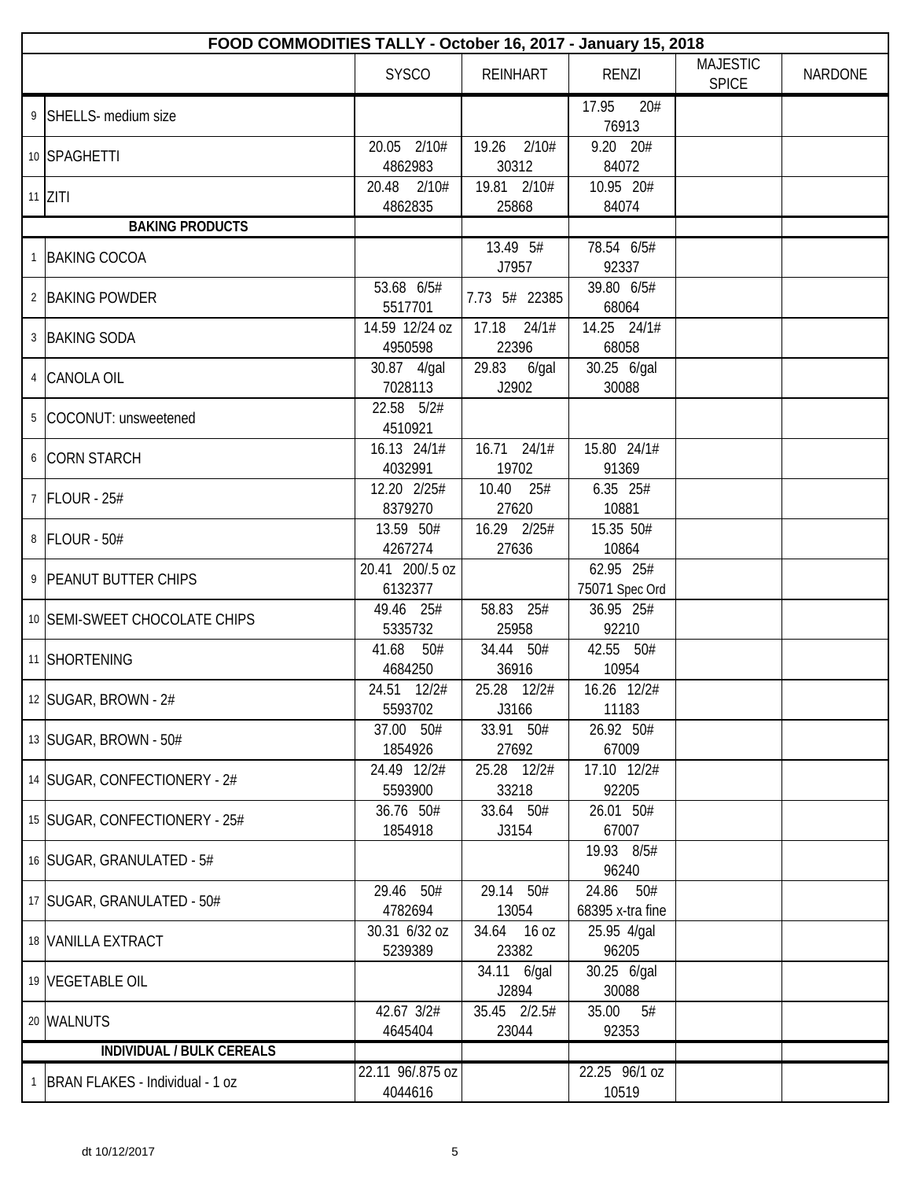| FOOD COMMODITIES TALLY - October 16, 2017 - January 15, 2018 | | | | | | |
|---|---|---|---|---|---|---|
| | | SYSCO | REINHART | RENZI | MAJESTIC SPICE | NARDONE |
| 9 | SHELLS- medium size | | | 17.95 20# 76913 | | |
| 10 | SPAGHETTI | 20.05 2/10# 4862983 | 19.26 2/10# 30312 | 9.20 20# 84072 | | |
| 11 | ZITI | 20.48 2/10# 4862835 | 19.81 2/10# 25868 | 10.95 20# 84074 | | |
| | **BAKING PRODUCTS** | | | | | |
| 1 | BAKING COCOA | | 13.49 5# J7957 | 78.54 6/5# 92337 | | |
| 2 | BAKING POWDER | 53.68 6/5# 5517701 | 7.73 5# 22385 | 39.80 6/5# 68064 | | |
| 3 | BAKING SODA | 14.59 12/24 oz 4950598 | 17.18 24/1# 22396 | 14.25 24/1# 68058 | | |
| 4 | CANOLA OIL | 30.87 4/gal 7028113 | 29.83 6/gal J2902 | 30.25 6/gal 30088 | | |
| 5 | COCONUT: unsweetened | 22.58 5/2# 4510921 | | | | |
| 6 | CORN STARCH | 16.13 24/1# 4032991 | 16.71 24/1# 19702 | 15.80 24/1# 91369 | | |
| 7 | FLOUR - 25# | 12.20 2/25# 8379270 | 10.40 25# 27620 | 6.35 25# 10881 | | |
| 8 | FLOUR - 50# | 13.59 50# 4267274 | 16.29 2/25# 27636 | 15.35 50# 10864 | | |
| 9 | PEANUT BUTTER CHIPS | 20.41 200/.5 oz 6132377 | | 62.95 25# 75071 Spec Ord | | |
| 10 | SEMI-SWEET CHOCOLATE CHIPS | 49.46 25# 5335732 | 58.83 25# 25958 | 36.95 25# 92210 | | |
| 11 | SHORTENING | 41.68 50# 4684250 | 34.44 50# 36916 | 42.55 50# 10954 | | |
| 12 | SUGAR, BROWN - 2# | 24.51 12/2# 5593702 | 25.28 12/2# J3166 | 16.26 12/2# 11183 | | |
| 13 | SUGAR, BROWN - 50# | 37.00 50# 1854926 | 33.91 50# 27692 | 26.92 50# 67009 | | |
| 14 | SUGAR, CONFECTIONERY - 2# | 24.49 12/2# 5593900 | 25.28 12/2# 33218 | 17.10 12/2# 92205 | | |
| 15 | SUGAR, CONFECTIONERY - 25# | 36.76 50# 1854918 | 33.64 50# J3154 | 26.01 50# 67007 | | |
| 16 | SUGAR, GRANULATED - 5# | | | 19.93 8/5# 96240 | | |
| 17 | SUGAR, GRANULATED - 50# | 29.46 50# 4782694 | 29.14 50# 13054 | 24.86 50# 68395 x-tra fine | | |
| 18 | VANILLA EXTRACT | 30.31 6/32 oz 5239389 | 34.64 16 oz 23382 | 25.95 4/gal 96205 | | |
| 19 | VEGETABLE OIL | | 34.11 6/gal J2894 | 30.25 6/gal 30088 | | |
| 20 | WALNUTS | 42.67 3/2# 4645404 | 35.45 2/2.5# 23044 | 35.00 5# 92353 | | |
| | **INDIVIDUAL / BULK CEREALS** | | | | | |
| 1 | BRAN FLAKES - Individual - 1 oz | 22.11 96/.875 oz 4044616 | | 22.25 96/1 oz 10519 | | |

dt 10/12/2017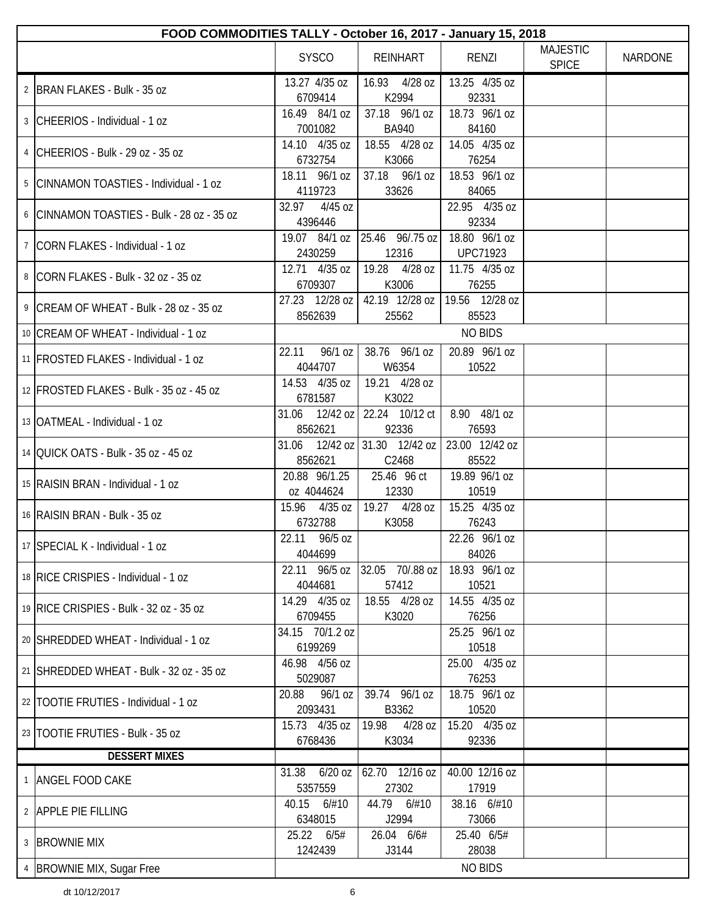| FOOD COMMODITIES TALLY - October 16, 2017 - January 15, 2018 | | | | | | |
|---|---|---|---|---|---|---|
| | | SYSCO | REINHART | RENZI | MAJESTIC SPICE | NARDONE |
| 2 | BRAN FLAKES - Bulk - 35 oz | 13.27 4/35 oz 6709414 | 16.93 4/28 oz K2994 | 13.25 4/35 oz 92331 | | |
| 3 | CHEERIOS - Individual - 1 oz | 16.49 84/1 oz 7001082 | 37.18 96/1 oz BA940 | 18.73 96/1 oz 84160 | | |
| 4 | CHEERIOS - Bulk - 29 oz - 35 oz | 14.10 4/35 oz 6732754 | 18.55 4/28 oz K3066 | 14.05 4/35 oz 76254 | | |
| 5 | CINNAMON TOASTIES - Individual - 1 oz | 18.11 96/1 oz 4119723 | 37.18 96/1 oz 33626 | 18.53 96/1 oz 84065 | | |
| 6 | CINNAMON TOASTIES - Bulk - 28 oz - 35 oz | 32.97 4/45 oz 4396446 | | 22.95 4/35 oz 92334 | | |
| 7 | CORN FLAKES - Individual - 1 oz | 19.07 84/1 oz 2430259 | 25.46 96/.75 oz 12316 | 18.80 96/1 oz UPC71923 | | |
| 8 | CORN FLAKES - Bulk - 32 oz - 35 oz | 12.71 4/35 oz 6709307 | 19.28 4/28 oz K3006 | 11.75 4/35 oz 76255 | | |
| 9 | CREAM OF WHEAT - Bulk - 28 oz - 35 oz | 27.23 12/28 oz 8562639 | 42.19 12/28 oz 25562 | 19.56 12/28 oz 85523 | | |
| 10 | CREAM OF WHEAT - Individual - 1 oz | NO BIDS | | | | |
| 11 | FROSTED FLAKES - Individual - 1 oz | 22.11 96/1 oz 4044707 | 38.76 96/1 oz W6354 | 20.89 96/1 oz 10522 | | |
| 12 | FROSTED FLAKES - Bulk - 35 oz - 45 oz | 14.53 4/35 oz 6781587 | 19.21 4/28 oz K3022 | | | |
| 13 | OATMEAL - Individual - 1 oz | 31.06 12/42 oz 8562621 | 22.24 10/12 ct 92336 | 8.90 48/1 oz 76593 | | |
| 14 | QUICK OATS - Bulk - 35 oz - 45 oz | 31.06 12/42 oz 8562621 | 31.30 12/42 oz C2468 | 23.00 12/42 oz 85522 | | |
| 15 | RAISIN BRAN - Individual - 1 oz | 20.88 96/1.25 oz 4044624 | 25.46 96 ct 12330 | 19.89 96/1 oz 10519 | | |
| 16 | RAISIN BRAN - Bulk - 35 oz | 15.96 4/35 oz 6732788 | 19.27 4/28 oz K3058 | 15.25 4/35 oz 76243 | | |
| 17 | SPECIAL K - Individual - 1 oz | 22.11 96/5 oz 4044699 | | 22.26 96/1 oz 84026 | | |
| 18 | RICE CRISPIES - Individual - 1 oz | 22.11 96/5 oz 4044681 | 32.05 70/.88 oz 57412 | 18.93 96/1 oz 10521 | | |
| 19 | RICE CRISPIES - Bulk - 32 oz - 35 oz | 14.29 4/35 oz 6709455 | 18.55 4/28 oz K3020 | 14.55 4/35 oz 76256 | | |
| 20 | SHREDDED WHEAT - Individual - 1 oz | 34.15 70/1.2 oz 6199269 | | 25.25 96/1 oz 10518 | | |
| 21 | SHREDDED WHEAT - Bulk - 32 oz - 35 oz | 46.98 4/56 oz 5029087 | | 25.00 4/35 oz 76253 | | |
| 22 | TOOTIE FRUTIES - Individual - 1 oz | 20.88 96/1 oz 2093431 | 39.74 96/1 oz B3362 | 18.75 96/1 oz 10520 | | |
| 23 | TOOTIE FRUTIES - Bulk - 35 oz | 15.73 4/35 oz 6768436 | 19.98 4/28 oz K3034 | 15.20 4/35 oz 92336 | | |
| | **DESSERT MIXES** | | | | | |
| 1 | ANGEL FOOD CAKE | 31.38 6/20 oz 5357559 | 62.70 12/16 oz 27302 | 40.00 12/16 oz 17919 | | |
| 2 | APPLE PIE FILLING | 40.15 6/#10 6348015 | 44.79 6/#10 J2994 | 38.16 6/#10 73066 | | |
| 3 | BROWNIE MIX | 25.22 6/5# 1242439 | 26.04 6/6# J3144 | 25.40 6/5# 28038 | | |
| 4 | BROWNIE MIX, Sugar Free | NO BIDS | | | | |

dt 10/12/2017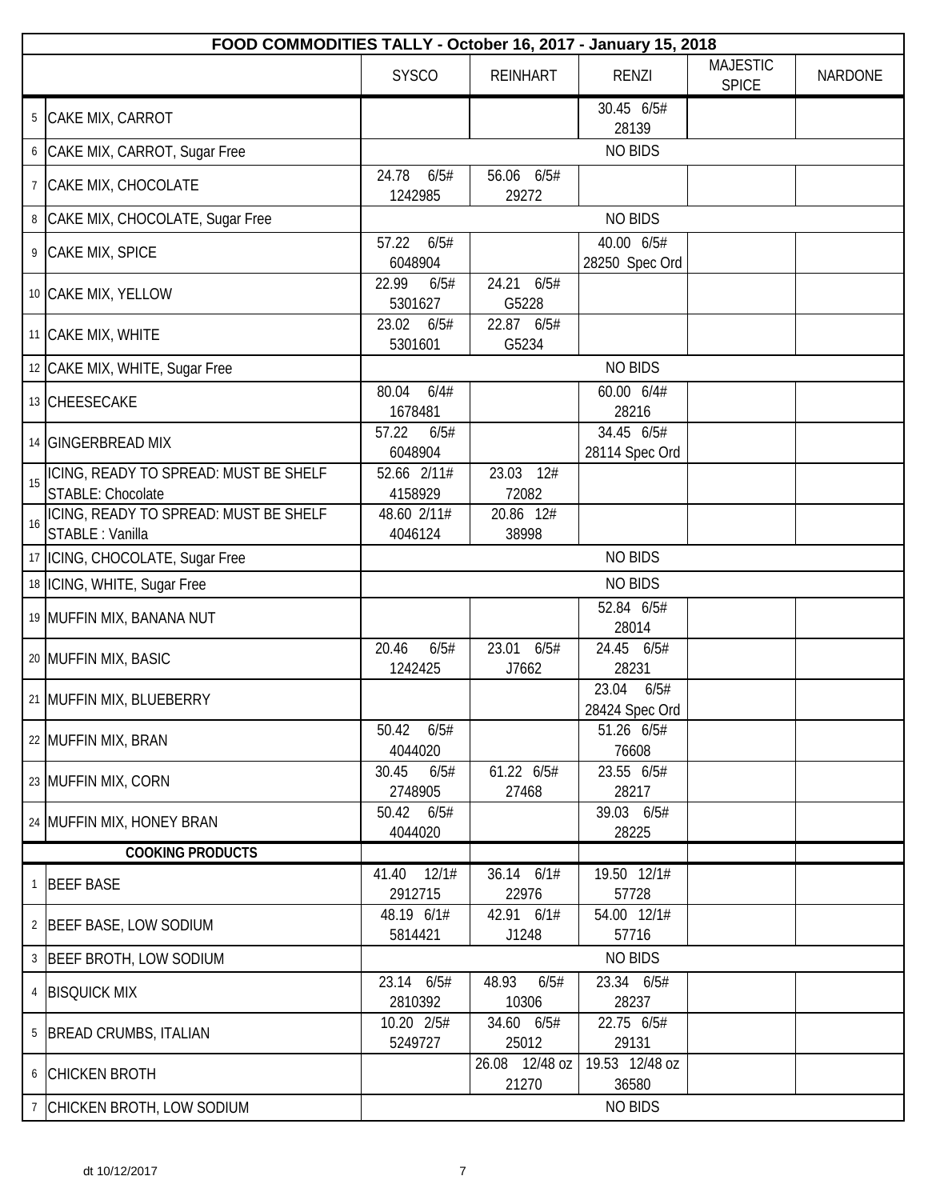| | FOOD COMMODITIES TALLY - October 16, 2017 - January 15, 2018 | SYSCO | REINHART | RENZI | MAJESTIC SPICE | NARDONE |
|---|---|---|---|---|---|---|
| 5 | CAKE MIX, CARROT | | | 30.45 6/5# 28139 | | |
| 6 | CAKE MIX, CARROT, Sugar Free | | | NO BIDS | | |
| 7 | CAKE MIX, CHOCOLATE | 24.78 6/5# 1242985 | 56.06 6/5# 29272 | | | |
| 8 | CAKE MIX, CHOCOLATE, Sugar Free | | | NO BIDS | | |
| 9 | CAKE MIX, SPICE | 57.22 6/5# 6048904 | | 40.00 6/5# 28250 Spec Ord | | |
| 10 | CAKE MIX, YELLOW | 22.99 6/5# 5301627 | 24.21 6/5# G5228 | | | |
| 11 | CAKE MIX, WHITE | 23.02 6/5# 5301601 | 22.87 6/5# G5234 | | | |
| 12 | CAKE MIX, WHITE, Sugar Free | | | NO BIDS | | |
| 13 | CHEESECAKE | 80.04 6/4# 1678481 | | 60.00 6/4# 28216 | | |
| 14 | GINGERBREAD MIX | 57.22 6/5# 6048904 | | 34.45 6/5# 28114 Spec Ord | | |
| 15 | ICING, READY TO SPREAD: MUST BE SHELF STABLE: Chocolate | 52.66 2/11# 4158929 | 23.03 12# 72082 | | | |
| 16 | ICING, READY TO SPREAD: MUST BE SHELF STABLE : Vanilla | 48.60 2/11# 4046124 | 20.86 12# 38998 | | | |
| 17 | ICING, CHOCOLATE, Sugar Free | | | NO BIDS | | |
| 18 | ICING, WHITE, Sugar Free | | | NO BIDS | | |
| 19 | MUFFIN MIX, BANANA NUT | | | 52.84 6/5# 28014 | | |
| 20 | MUFFIN MIX, BASIC | 20.46 6/5# 1242425 | 23.01 6/5# J7662 | 24.45 6/5# 28231 | | |
| 21 | MUFFIN MIX, BLUEBERRY | | | 23.04 6/5# 28424 Spec Ord | | |
| 22 | MUFFIN MIX, BRAN | 50.42 6/5# 4044020 | | 51.26 6/5# 76608 | | |
| 23 | MUFFIN MIX, CORN | 30.45 6/5# 2748905 | 61.22 6/5# 27468 | 23.55 6/5# 28217 | | |
| 24 | MUFFIN MIX, HONEY BRAN | 50.42 6/5# 4044020 | | 39.03 6/5# 28225 | | |
| | **COOKING PRODUCTS** | | | | | |
| 1 | BEEF BASE | 41.40 12/1# 2912715 | 36.14 6/1# 22976 | 19.50 12/1# 57728 | | |
| 2 | BEEF BASE, LOW SODIUM | 48.19 6/1# 5814421 | 42.91 6/1# J1248 | 54.00 12/1# 57716 | | |
| 3 | BEEF BROTH, LOW SODIUM | | | NO BIDS | | |
| 4 | BISQUICK MIX | 23.14 6/5# 2810392 | 48.93 6/5# 10306 | 23.34 6/5# 28237 | | |
| 5 | BREAD CRUMBS, ITALIAN | 10.20 2/5# 5249727 | 34.60 6/5# 25012 | 22.75 6/5# 29131 | | |
| 6 | CHICKEN BROTH | | 26.08 12/48 oz 21270 | 19.53 12/48 oz 36580 | | |
| 7 | CHICKEN BROTH, LOW SODIUM | | | NO BIDS | | |

dt 10/12/2017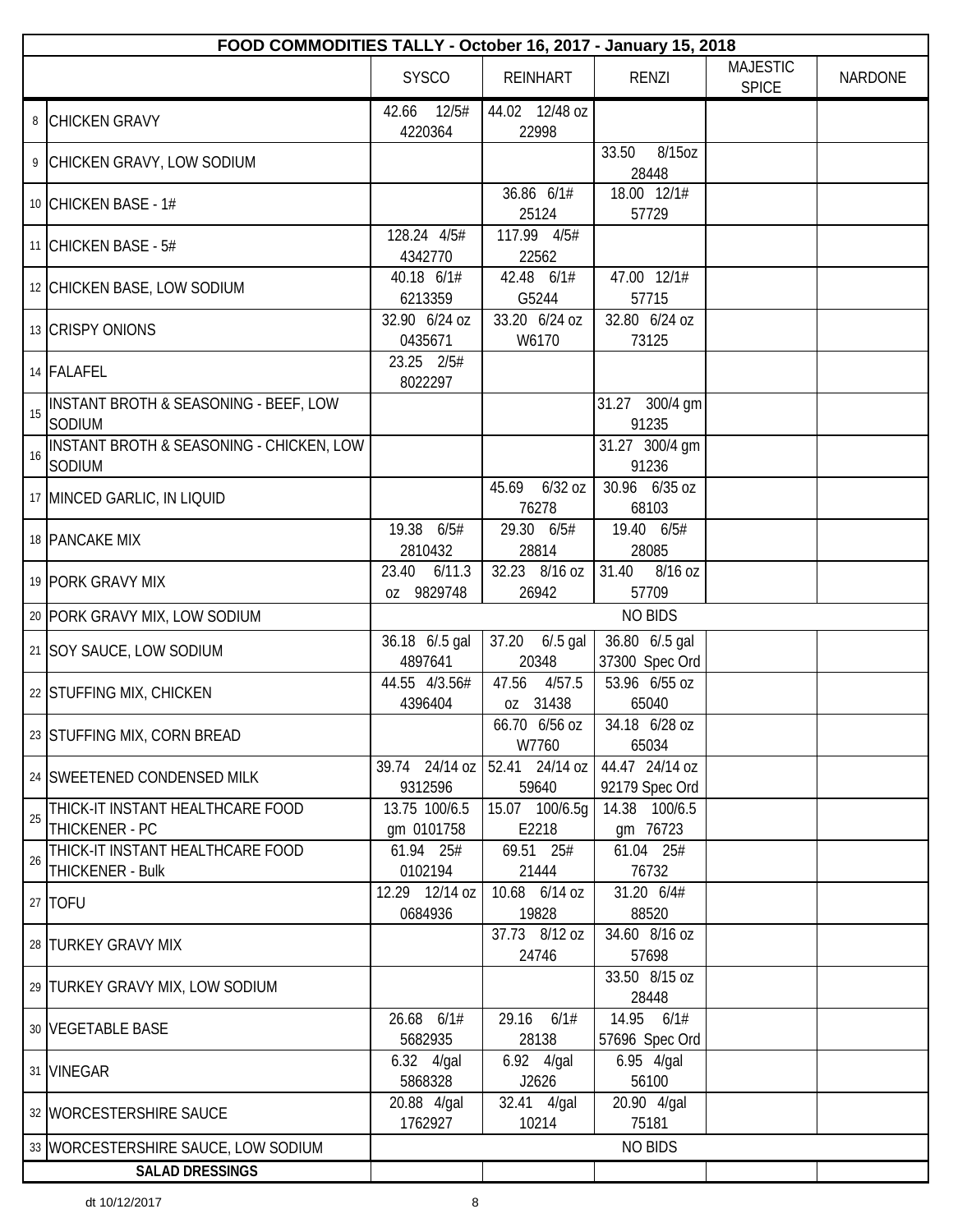| | FOOD COMMODITIES TALLY - October 16, 2017 - January 15, 2018 | | | | | |
|---|---|---|---|---|---|---|
| | | SYSCO | REINHART | RENZI | MAJESTIC SPICE | NARDONE |
| 8 | CHICKEN GRAVY | 42.66 12/5# 4220364 | 44.02 12/48 oz 22998 | | | |
| 9 | CHICKEN GRAVY, LOW SODIUM | | | 33.50 8/15oz 28448 | | |
| 10 | CHICKEN BASE - 1# | | 36.86 6/1# 25124 | 18.00 12/1# 57729 | | |
| 11 | CHICKEN BASE - 5# | 128.24 4/5# 4342770 | 117.99 4/5# 22562 | | | |
| 12 | CHICKEN BASE, LOW SODIUM | 40.18 6/1# 6213359 | 42.48 6/1# G5244 | 47.00 12/1# 57715 | | |
| 13 | CRISPY ONIONS | 32.90 6/24 oz 0435671 | 33.20 6/24 oz W6170 | 32.80 6/24 oz 73125 | | |
| 14 | FALAFEL | 23.25 2/5# 8022297 | | | | |
| 15 | INSTANT BROTH & SEASONING - BEEF, LOW SODIUM | | | 31.27 300/4 gm 91235 | | |
| 16 | INSTANT BROTH & SEASONING - CHICKEN, LOW SODIUM | | | 31.27 300/4 gm 91236 | | |
| 17 | MINCED GARLIC, IN LIQUID | | 45.69 6/32 oz 76278 | 30.96 6/35 oz 68103 | | |
| 18 | PANCAKE MIX | 19.38 6/5# 2810432 | 29.30 6/5# 28814 | 19.40 6/5# 28085 | | |
| 19 | PORK GRAVY MIX | 23.40 6/11.3 oz 9829748 | 32.23 8/16 oz 26942 | 31.40 8/16 oz 57709 | | |
| 20 | PORK GRAVY MIX, LOW SODIUM | NO BIDS | | | | |
| 21 | SOY SAUCE, LOW SODIUM | 36.18 6/.5 gal 4897641 | 37.20 6/.5 gal 20348 | 36.80 6/.5 gal 37300 Spec Ord | | |
| 22 | STUFFING MIX, CHICKEN | 44.55 4/3.56# 4396404 | 47.56 4/57.5 oz 31438 | 53.96 6/55 oz 65040 | | |
| 23 | STUFFING MIX, CORN BREAD | | 66.70 6/56 oz W7760 | 34.18 6/28 oz 65034 | | |
| 24 | SWEETENED CONDENSED MILK | 39.74 24/14 oz 9312596 | 52.41 24/14 oz 59640 | 44.47 24/14 oz 92179 Spec Ord | | |
| 25 | THICK-IT INSTANT HEALTHCARE FOOD THICKENER - PC | 13.75 100/6.5 gm 0101758 | 15.07 100/6.5g E2218 | 14.38 100/6.5 gm 76723 | | |
| 26 | THICK-IT INSTANT HEALTHCARE FOOD THICKENER - Bulk | 61.94 25# 0102194 | 69.51 25# 21444 | 61.04 25# 76732 | | |
| 27 | TOFU | 12.29 12/14 oz 0684936 | 10.68 6/14 oz 19828 | 31.20 6/4# 88520 | | |
| 28 | TURKEY GRAVY MIX | | 37.73 8/12 oz 24746 | 34.60 8/16 oz 57698 | | |
| 29 | TURKEY GRAVY MIX, LOW SODIUM | | | 33.50 8/15 oz 28448 | | |
| 30 | VEGETABLE BASE | 26.68 6/1# 5682935 | 29.16 6/1# 28138 | 14.95 6/1# 57696 Spec Ord | | |
| 31 | VINEGAR | 6.32 4/gal 5868328 | 6.92 4/gal J2626 | 6.95 4/gal 56100 | | |
| 32 | WORCESTERSHIRE SAUCE | 20.88 4/gal 1762927 | 32.41 4/gal 10214 | 20.90 4/gal 75181 | | |
| 33 | WORCESTERSHIRE SAUCE, LOW SODIUM | NO BIDS | | | | |
| | **SALAD DRESSINGS** | | | | | |

dt 10/12/2017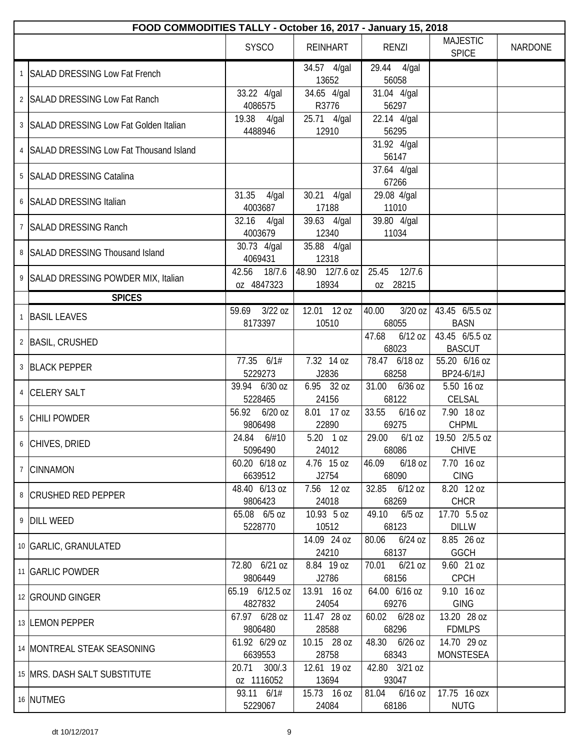| | FOOD COMMODITIES TALLY - October 16, 2017 - January 15, 2018 | SYSCO | REINHART | RENZI | MAJESTIC SPICE | NARDONE |
|---|---|---|---|---|---|---|
| 1 | SALAD DRESSING Low Fat French | | 34.57 4/gal 13652 | 29.44 4/gal 56058 | | |
| 2 | SALAD DRESSING Low Fat Ranch | 33.22 4/gal 4086575 | 34.65 4/gal R3776 | 31.04 4/gal 56297 | | |
| 3 | SALAD DRESSING Low Fat Golden Italian | 19.38 4/gal 4488946 | 25.71 4/gal 12910 | 22.14 4/gal 56295 | | |
| 4 | SALAD DRESSING Low Fat Thousand Island | | | 31.92 4/gal 56147 | | |
| 5 | SALAD DRESSING Catalina | | | 37.64 4/gal 67266 | | |
| 6 | SALAD DRESSING Italian | 31.35 4/gal 4003687 | 30.21 4/gal 17188 | 29.08 4/gal 11010 | | |
| 7 | SALAD DRESSING Ranch | 32.16 4/gal 4003679 | 39.63 4/gal 12340 | 39.80 4/gal 11034 | | |
| 8 | SALAD DRESSING Thousand Island | 30.73 4/gal 4069431 | 35.88 4/gal 12318 | | | |
| 9 | SALAD DRESSING POWDER MIX, Italian | 42.56 18/7.6 oz 4847323 | 48.90 12/7.6 oz 18934 | 25.45 12/7.6 oz 28215 | | |
| | **SPICES** | | | | | |
| 1 | BASIL LEAVES | 59.69 3/22 oz 8173397 | 12.01 12 oz 10510 | 40.00 3/20 oz 68055 | 43.45 6/5.5 oz BASN | |
| 2 | BASIL, CRUSHED | | | 47.68 6/12 oz 68023 | 43.45 6/5.5 oz BASCUT | |
| 3 | BLACK PEPPER | 77.35 6/1# 5229273 | 7.32 14 oz J2836 | 78.47 6/18 oz 68258 | 55.20 6/16 oz BP24-6/1#J | |
| 4 | CELERY SALT | 39.94 6/30 oz 5228465 | 6.95 32 oz 24156 | 31.00 6/36 oz 68122 | 5.50 16 oz CELSAL | |
| 5 | CHILI POWDER | 56.92 6/20 oz 9806498 | 8.01 17 oz 22890 | 33.55 6/16 oz 69275 | 7.90 18 oz CHPML | |
| 6 | CHIVES, DRIED | 24.84 6/#10 5096490 | 5.20 1 oz 24012 | 29.00 6/1 oz 68086 | 19.50 2/5.5 oz CHIVE | |
| 7 | CINNAMON | 60.20 6/18 oz 6639512 | 4.76 15 oz J2754 | 46.09 6/18 oz 68090 | 7.70 16 oz CING | |
| 8 | CRUSHED RED PEPPER | 48.40 6/13 oz 9806423 | 7.56 12 oz 24018 | 32.85 6/12 oz 68269 | 8.20 12 oz CHCR | |
| 9 | DILL WEED | 65.08 6/5 oz 5228770 | 10.93 5 oz 10512 | 49.10 6/5 oz 68123 | 17.70 5.5 oz DILLW | |
| 10 | GARLIC, GRANULATED | | 14.09 24 oz 24210 | 80.06 6/24 oz 68137 | 8.85 26 oz GGCH | |
| 11 | GARLIC POWDER | 72.80 6/21 oz 9806449 | 8.84 19 oz J2786 | 70.01 6/21 oz 68156 | 9.60 21 oz CPCH | |
| 12 | GROUND GINGER | 65.19 6/12.5 oz 4827832 | 13.91 16 oz 24054 | 64.00 6/16 oz 69276 | 9.10 16 oz GING | |
| 13 | LEMON PEPPER | 67.97 6/28 oz 9806480 | 11.47 28 oz 28588 | 60.02 6/28 oz 68296 | 13.20 28 oz FDMLPS | |
| 14 | MONTREAL STEAK SEASONING | 61.92 6/29 oz 6639553 | 10.15 28 oz 28758 | 48.30 6/26 oz 68343 | 14.70 29 oz MONSTESEA | |
| 15 | MRS. DASH SALT SUBSTITUTE | 20.71 300/.3 oz 1116052 | 12.61 19 oz 13694 | 42.80 3/21 oz 93047 | | |
| 16 | NUTMEG | 93.11 6/1# 5229067 | 15.73 16 oz 24084 | 81.04 6/16 oz 68186 | 17.75 16 ozx NUTG | |

dt 10/12/2017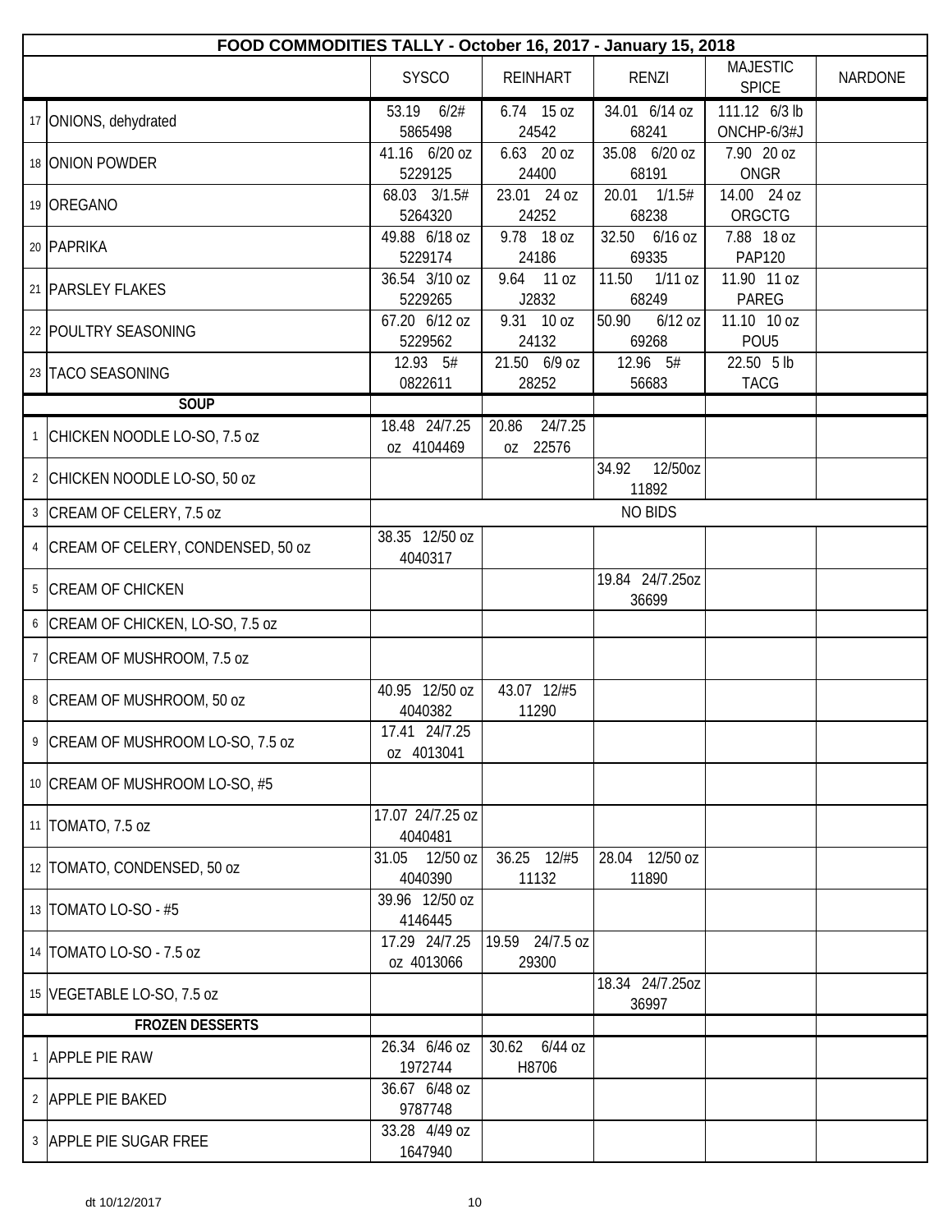| | FOOD COMMODITIES TALLY - October 16, 2017 - January 15, 2018 | | | | | |
|---|---|---|---|---|---|---|
| | | SYSCO | REINHART | RENZI | MAJESTIC SPICE | NARDONE |
| 17 | ONIONS, dehydrated | 53.19 6/2# 5865498 | 6.74 15 oz 24542 | 34.01 6/14 oz 68241 | 111.12 6/3 lb ONCHP-6/3#J | |
| 18 | ONION POWDER | 41.16 6/20 oz 5229125 | 6.63 20 oz 24400 | 35.08 6/20 oz 68191 | 7.90 20 oz ONGR | |
| 19 | OREGANO | 68.03 3/1.5# 5264320 | 23.01 24 oz 24252 | 20.01 1/1.5# 68238 | 14.00 24 oz ORGCTG | |
| 20 | PAPRIKA | 49.88 6/18 oz 5229174 | 9.78 18 oz 24186 | 32.50 6/16 oz 69335 | 7.88 18 oz PAP120 | |
| 21 | PARSLEY FLAKES | 36.54 3/10 oz 5229265 | 9.64 11 oz J2832 | 11.50 1/11 oz 68249 | 11.90 11 oz PAREG | |
| 22 | POULTRY SEASONING | 67.20 6/12 oz 5229562 | 9.31 10 oz 24132 | 50.90 6/12 oz 69268 | 11.10 10 oz POU5 | |
| 23 | TACO SEASONING | 12.93 5# 0822611 | 21.50 6/9 oz 28252 | 12.96 5# 56683 | 22.50 5 lb TACG | |
| | **SOUP** | | | | | |
| 1 | CHICKEN NOODLE LO-SO, 7.5 oz | 18.48 24/7.25 oz 4104469 | 20.86 24/7.25 oz 22576 | | | |
| 2 | CHICKEN NOODLE LO-SO, 50 oz | | | 34.92 12/50oz 11892 | | |
| 3 | CREAM OF CELERY, 7.5 oz | | | NO BIDS | | |
| 4 | CREAM OF CELERY, CONDENSED, 50 oz | 38.35 12/50 oz 4040317 | | | | |
| 5 | CREAM OF CHICKEN | | | 19.84 24/7.25oz 36699 | | |
| 6 | CREAM OF CHICKEN, LO-SO, 7.5 oz | | | | | |
| 7 | CREAM OF MUSHROOM, 7.5 oz | | | | | |
| 8 | CREAM OF MUSHROOM, 50 oz | 40.95 12/50 oz 4040382 | 43.07 12/#5 11290 | | | |
| 9 | CREAM OF MUSHROOM LO-SO, 7.5 oz | 17.41 24/7.25 oz 4013041 | | | | |
| 10 | CREAM OF MUSHROOM LO-SO, #5 | | | | | |
| 11 | TOMATO, 7.5 oz | 17.07 24/7.25 oz 4040481 | | | | |
| 12 | TOMATO, CONDENSED, 50 oz | 31.05 12/50 oz 4040390 | 36.25 12/#5 11132 | 28.04 12/50 oz 11890 | | |
| 13 | TOMATO LO-SO - #5 | 39.96 12/50 oz 4146445 | | | | |
| 14 | TOMATO LO-SO - 7.5 oz | 17.29 24/7.25 oz 4013066 | 19.59 24/7.5 oz 29300 | | | |
| 15 | VEGETABLE LO-SO, 7.5 oz | | | 18.34 24/7.25oz 36997 | | |
| | **FROZEN DESSERTS** | | | | | |
| 1 | APPLE PIE RAW | 26.34 6/46 oz 1972744 | 30.62 6/44 oz H8706 | | | |
| 2 | APPLE PIE BAKED | 36.67 6/48 oz 9787748 | | | | |
| 3 | APPLE PIE SUGAR FREE | 33.28 4/49 oz 1647940 | | | | |

dt 10/12/2017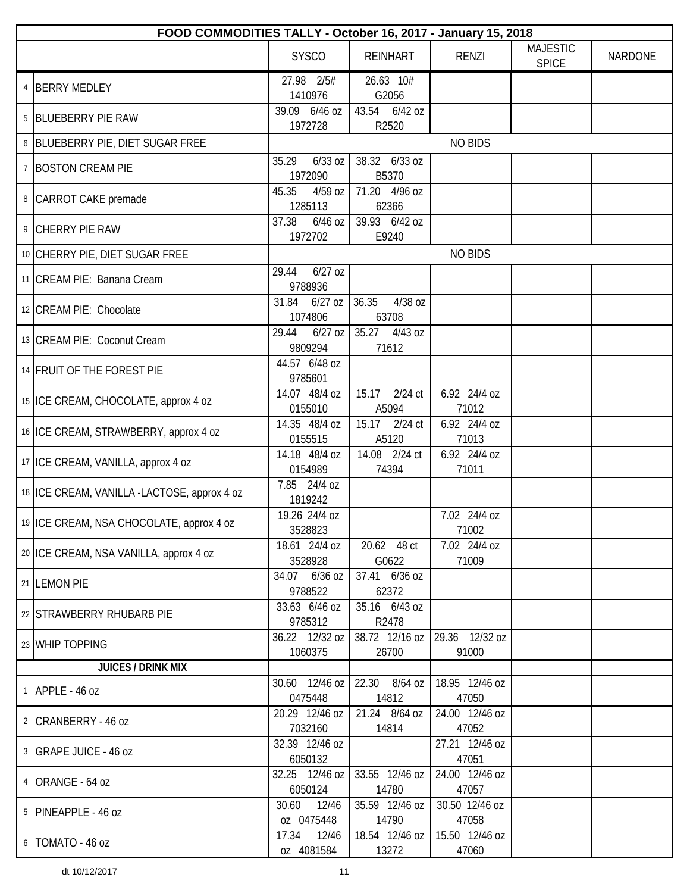| FOOD COMMODITIES TALLY - October 16, 2017 - January 15, 2018 | | | | | | |
|---|---|---|---|---|---|---|
| | | SYSCO | REINHART | RENZI | MAJESTIC SPICE | NARDONE |
| 4 | BERRY MEDLEY | 27.98 2/5# 1410976 | 26.63 10# G2056 | | | |
| 5 | BLUEBERRY PIE RAW | 39.09 6/46 oz 1972728 | 43.54 6/42 oz R2520 | | | |
| 6 | BLUEBERRY PIE, DIET SUGAR FREE | NO BIDS | | | | |
| 7 | BOSTON CREAM PIE | 35.29 6/33 oz 1972090 | 38.32 6/33 oz B5370 | | | |
| 8 | CARROT CAKE premade | 45.35 4/59 oz 1285113 | 71.20 4/96 oz 62366 | | | |
| 9 | CHERRY PIE RAW | 37.38 6/46 oz 1972702 | 39.93 6/42 oz E9240 | | | |
| 10 | CHERRY PIE, DIET SUGAR FREE | NO BIDS | | | | |
| 11 | CREAM PIE: Banana Cream | 29.44 6/27 oz 9788936 | | | | |
| 12 | CREAM PIE: Chocolate | 31.84 6/27 oz 1074806 | 36.35 4/38 oz 63708 | | | |
| 13 | CREAM PIE: Coconut Cream | 29.44 6/27 oz 9809294 | 35.27 4/43 oz 71612 | | | |
| 14 | FRUIT OF THE FOREST PIE | 44.57 6/48 oz 9785601 | | | | |
| 15 | ICE CREAM, CHOCOLATE, approx 4 oz | 14.07 48/4 oz 0155010 | 15.17 2/24 ct A5094 | 6.92 24/4 oz 71012 | | |
| 16 | ICE CREAM, STRAWBERRY, approx 4 oz | 14.35 48/4 oz 0155515 | 15.17 2/24 ct A5120 | 6.92 24/4 oz 71013 | | |
| 17 | ICE CREAM, VANILLA, approx 4 oz | 14.18 48/4 oz 0154989 | 14.08 2/24 ct 74394 | 6.92 24/4 oz 71011 | | |
| 18 | ICE CREAM, VANILLA -LACTOSE, approx 4 oz | 7.85 24/4 oz 1819242 | | | | |
| 19 | ICE CREAM, NSA CHOCOLATE, approx 4 oz | 19.26 24/4 oz 3528823 | | 7.02 24/4 oz 71002 | | |
| 20 | ICE CREAM, NSA VANILLA, approx 4 oz | 18.61 24/4 oz 3528928 | 20.62 48 ct G0622 | 7.02 24/4 oz 71009 | | |
| 21 | LEMON PIE | 34.07 6/36 oz 9788522 | 37.41 6/36 oz 62372 | | | |
| 22 | STRAWBERRY RHUBARB PIE | 33.63 6/46 oz 9785312 | 35.16 6/43 oz R2478 | | | |
| 23 | WHIP TOPPING | 36.22 12/32 oz 1060375 | 38.72 12/16 oz 26700 | 29.36 12/32 oz 91000 | | |
| | **JUICES / DRINK MIX** | | | | | |
| 1 | APPLE - 46 oz | 30.60 12/46 oz 0475448 | 22.30 8/64 oz 14812 | 18.95 12/46 oz 47050 | | |
| 2 | CRANBERRY - 46 oz | 20.29 12/46 oz 7032160 | 21.24 8/64 oz 14814 | 24.00 12/46 oz 47052 | | |
| 3 | GRAPE JUICE - 46 oz | 32.39 12/46 oz 6050132 | | 27.21 12/46 oz 47051 | | |
| 4 | ORANGE - 64 oz | 32.25 12/46 oz 6050124 | 33.55 12/46 oz 14780 | 24.00 12/46 oz 47057 | | |
| 5 | PINEAPPLE - 46 oz | 30.60 12/46 oz 0475448 | 35.59 12/46 oz 14790 | 30.50 12/46 oz 47058 | | |
| 6 | TOMATO - 46 oz | 17.34 12/46 oz 4081584 | 18.54 12/46 oz 13272 | 15.50 12/46 oz 47060 | | |

dt 10/12/2017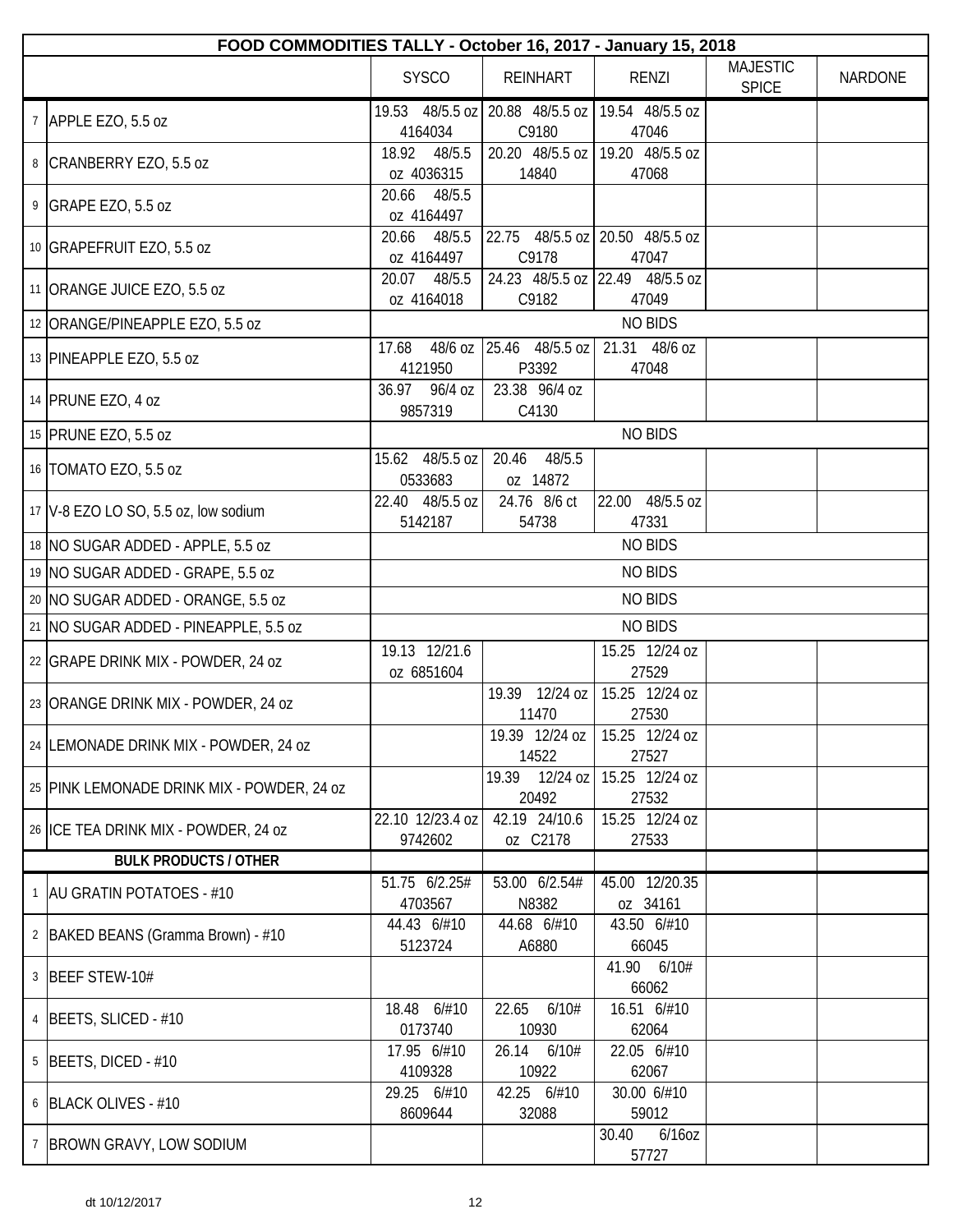| FOOD COMMODITIES TALLY - October 16, 2017 - January 15, 2018 | | | | | | | |
|---|---|---|---|---|---|---|---|
| | | SYSCO | REINHART | RENZI | MAJESTIC SPICE | NARDONE |
| 7 | APPLE EZO, 5.5 oz | 19.53 48/5.5 oz 4164034 | 20.88 48/5.5 oz C9180 | 19.54 48/5.5 oz 47046 | | |
| 8 | CRANBERRY EZO, 5.5 oz | 18.92 48/5.5 oz 4036315 | 20.20 48/5.5 oz 14840 | 19.20 48/5.5 oz 47068 | | |
| 9 | GRAPE EZO, 5.5 oz | 20.66 48/5.5 oz 4164497 | | | | |
| 10 | GRAPEFRUIT EZO, 5.5 oz | 20.66 48/5.5 oz 4164497 | 22.75 48/5.5 oz C9178 | 20.50 48/5.5 oz 47047 | | |
| 11 | ORANGE JUICE EZO, 5.5 oz | 20.07 48/5.5 oz 4164018 | 24.23 48/5.5 oz C9182 | 22.49 48/5.5 oz 47049 | | |
| 12 | ORANGE/PINEAPPLE EZO, 5.5 oz | | | NO BIDS | | |
| 13 | PINEAPPLE EZO, 5.5 oz | 17.68 48/6 oz 4121950 | 25.46 48/5.5 oz P3392 | 21.31 48/6 oz 47048 | | |
| 14 | PRUNE EZO, 4 oz | 36.97 96/4 oz 9857319 | 23.38 96/4 oz C4130 | | | |
| 15 | PRUNE EZO, 5.5 oz | | | NO BIDS | | |
| 16 | TOMATO EZO, 5.5 oz | 15.62 48/5.5 oz 0533683 | 20.46 48/5.5 oz 14872 | | | |
| 17 | V-8 EZO LO SO, 5.5 oz, low sodium | 22.40 48/5.5 oz 5142187 | 24.76 8/6 ct 54738 | 22.00 48/5.5 oz 47331 | | |
| 18 | NO SUGAR ADDED - APPLE, 5.5 oz | | | NO BIDS | | |
| 19 | NO SUGAR ADDED - GRAPE, 5.5 oz | | | NO BIDS | | |
| 20 | NO SUGAR ADDED - ORANGE, 5.5 oz | | | NO BIDS | | |
| 21 | NO SUGAR ADDED - PINEAPPLE, 5.5 oz | | | NO BIDS | | |
| 22 | GRAPE DRINK MIX - POWDER, 24 oz | 19.13 12/21.6 oz 6851604 | | 15.25 12/24 oz 27529 | | |
| 23 | ORANGE DRINK MIX - POWDER, 24 oz | | 19.39 12/24 oz 11470 | 15.25 12/24 oz 27530 | | |
| 24 | LEMONADE DRINK MIX - POWDER, 24 oz | | 19.39 12/24 oz 14522 | 15.25 12/24 oz 27527 | | |
| 25 | PINK LEMONADE DRINK MIX - POWDER, 24 oz | | 19.39 12/24 oz 20492 | 15.25 12/24 oz 27532 | | |
| 26 | ICE TEA DRINK MIX - POWDER, 24 oz | 22.10 12/23.4 oz 9742602 | 42.19 24/10.6 oz C2178 | 15.25 12/24 oz 27533 | | |
| | **BULK PRODUCTS / OTHER** | | | | | |
| 1 | AU GRATIN POTATOES - #10 | 51.75 6/2.25# 4703567 | 53.00 6/2.54# N8382 | 45.00 12/20.35 oz 34161 | | |
| 2 | BAKED BEANS (Gramma Brown) - #10 | 44.43 6/#10 5123724 | 44.68 6/#10 A6880 | 43.50 6/#10 66045 | | |
| 3 | BEEF STEW-10# | | | 41.90 6/10# 66062 | | |
| 4 | BEETS, SLICED - #10 | 18.48 6/#10 0173740 | 22.65 6/10# 10930 | 16.51 6/#10 62064 | | |
| 5 | BEETS, DICED - #10 | 17.95 6/#10 4109328 | 26.14 6/10# 10922 | 22.05 6/#10 62067 | | |
| 6 | BLACK OLIVES - #10 | 29.25 6/#10 8609644 | 42.25 6/#10 32088 | 30.00 6/#10 59012 | | |
| 7 | BROWN GRAVY, LOW SODIUM | | | 30.40 6/16oz 57727 | | |

dt 10/12/2017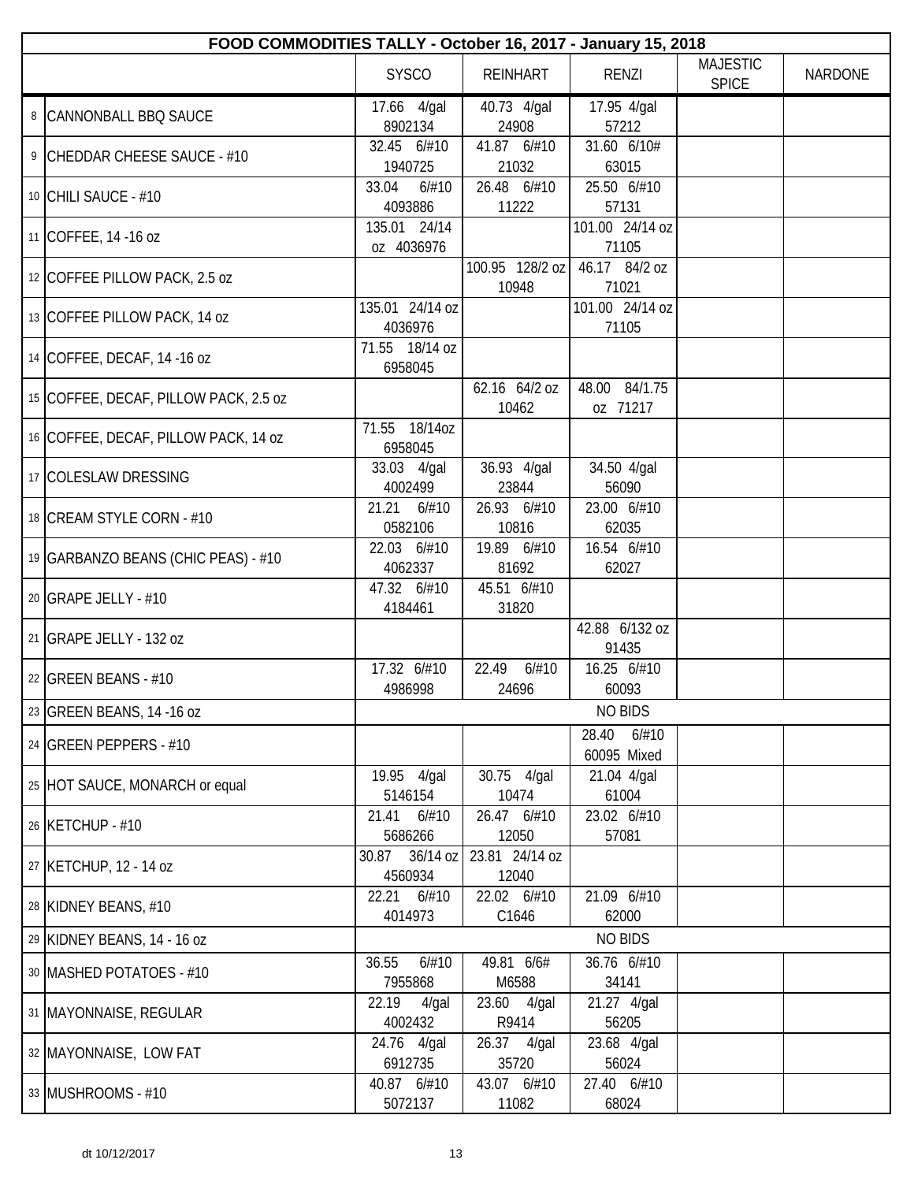| | FOOD COMMODITIES TALLY - October 16, 2017 - January 15, 2018 | | | | | |
|---|---|---|---|---|---|---|
| | | SYSCO | REINHART | RENZI | MAJESTIC SPICE | NARDONE |
| 8 | CANNONBALL BBQ SAUCE | 17.66 4/gal 8902134 | 40.73 4/gal 24908 | 17.95 4/gal 57212 | | |
| 9 | CHEDDAR CHEESE SAUCE - #10 | 32.45 6/#10 1940725 | 41.87 6/#10 21032 | 31.60 6/10# 63015 | | |
| 10 | CHILI SAUCE - #10 | 33.04 6/#10 4093886 | 26.48 6/#10 11222 | 25.50 6/#10 57131 | | |
| 11 | COFFEE, 14 -16 oz | 135.01 24/14 oz 4036976 | | 101.00 24/14 oz 71105 | | |
| 12 | COFFEE PILLOW PACK, 2.5 oz | | 100.95 128/2 oz 10948 | 46.17 84/2 oz 71021 | | |
| 13 | COFFEE PILLOW PACK, 14 oz | 135.01 24/14 oz 4036976 | | 101.00 24/14 oz 71105 | | |
| 14 | COFFEE, DECAF, 14 -16 oz | 71.55 18/14 oz 6958045 | | | | |
| 15 | COFFEE, DECAF, PILLOW PACK, 2.5 oz | | 62.16 64/2 oz 10462 | 48.00 84/1.75 oz 71217 | | |
| 16 | COFFEE, DECAF, PILLOW PACK, 14 oz | 71.55 18/14oz 6958045 | | | | |
| 17 | COLESLAW DRESSING | 33.03 4/gal 4002499 | 36.93 4/gal 23844 | 34.50 4/gal 56090 | | |
| 18 | CREAM STYLE CORN - #10 | 21.21 6/#10 0582106 | 26.93 6/#10 10816 | 23.00 6/#10 62035 | | |
| 19 | GARBANZO BEANS (CHIC PEAS) - #10 | 22.03 6/#10 4062337 | 19.89 6/#10 81692 | 16.54 6/#10 62027 | | |
| 20 | GRAPE JELLY - #10 | 47.32 6/#10 4184461 | 45.51 6/#10 31820 | | | |
| 21 | GRAPE JELLY - 132 oz | | | 42.88 6/132 oz 91435 | | |
| 22 | GREEN BEANS - #10 | 17.32 6/#10 4986998 | 22.49 6/#10 24696 | 16.25 6/#10 60093 | | |
| 23 | GREEN BEANS, 14 -16 oz | | | NO BIDS | | |
| 24 | GREEN PEPPERS - #10 | | | 28.40 6/#10 60095 Mixed | | |
| 25 | HOT SAUCE, MONARCH or equal | 19.95 4/gal 5146154 | 30.75 4/gal 10474 | 21.04 4/gal 61004 | | |
| 26 | KETCHUP - #10 | 21.41 6/#10 5686266 | 26.47 6/#10 12050 | 23.02 6/#10 57081 | | |
| 27 | KETCHUP, 12 - 14 oz | 30.87 36/14 oz 4560934 | 23.81 24/14 oz 12040 | | | |
| 28 | KIDNEY BEANS, #10 | 22.21 6/#10 4014973 | 22.02 6/#10 C1646 | 21.09 6/#10 62000 | | |
| 29 | KIDNEY BEANS, 14 - 16 oz | | | NO BIDS | | |
| 30 | MASHED POTATOES - #10 | 36.55 6/#10 7955868 | 49.81 6/6# M6588 | 36.76 6/#10 34141 | | |
| 31 | MAYONNAISE, REGULAR | 22.19 4/gal 4002432 | 23.60 4/gal R9414 | 21.27 4/gal 56205 | | |
| 32 | MAYONNAISE, LOW FAT | 24.76 4/gal 6912735 | 26.37 4/gal 35720 | 23.68 4/gal 56024 | | |
| 33 | MUSHROOMS - #10 | 40.87 6/#10 5072137 | 43.07 6/#10 11082 | 27.40 6/#10 68024 | | |

dt 10/12/2017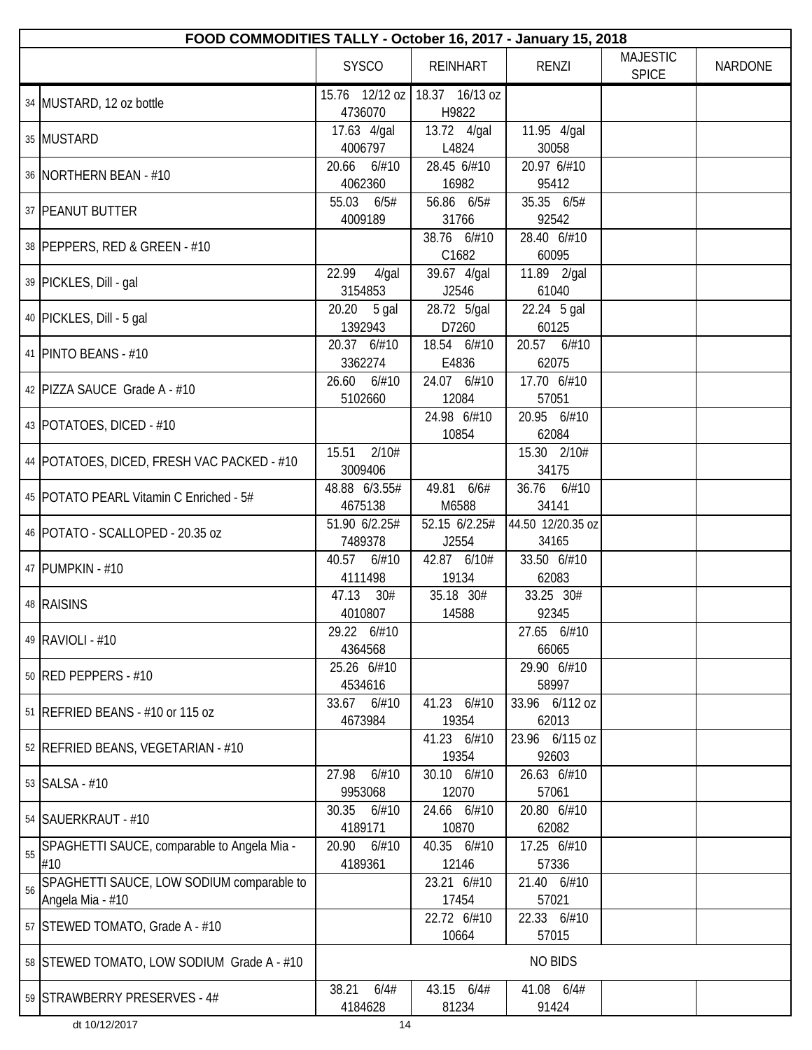# FOOD COMMODITIES TALLY - October 16, 2017 - January 15, 2018

| | | SYSCO | REINHART | RENZI | MAJESTIC SPICE | NARDONE |
|---|---|---|---|---|---|---|
| 34 | MUSTARD, 12 oz bottle | 15.76 12/12 oz 4736070 | 18.37 16/13 oz H9822 | | | |
| 35 | MUSTARD | 17.63 4/gal 4006797 | 13.72 4/gal L4824 | 11.95 4/gal 30058 | | |
| 36 | NORTHERN BEAN - #10 | 20.66 6/#10 4062360 | 28.45 6/#10 16982 | 20.97 6/#10 95412 | | |
| 37 | PEANUT BUTTER | 55.03 6/5# 4009189 | 56.86 6/5# 31766 | 35.35 6/5# 92542 | | |
| 38 | PEPPERS, RED & GREEN - #10 | | 38.76 6/#10 C1682 | 28.40 6/#10 60095 | | |
| 39 | PICKLES, Dill - gal | 22.99 4/gal 3154853 | 39.67 4/gal J2546 | 11.89 2/gal 61040 | | |
| 40 | PICKLES, Dill - 5 gal | 20.20 5 gal 1392943 | 28.72 5/gal D7260 | 22.24 5 gal 60125 | | |
| 41 | PINTO BEANS - #10 | 20.37 6/#10 3362274 | 18.54 6/#10 E4836 | 20.57 6/#10 62075 | | |
| 42 | PIZZA SAUCE Grade A - #10 | 26.60 6/#10 5102660 | 24.07 6/#10 12084 | 17.70 6/#10 57051 | | |
| 43 | POTATOES, DICED - #10 | | 24.98 6/#10 10854 | 20.95 6/#10 62084 | | |
| 44 | POTATOES, DICED, FRESH VAC PACKED - #10 | 15.51 2/10# 3009406 | | 15.30 2/10# 34175 | | |
| 45 | POTATO PEARL Vitamin C Enriched - 5# | 48.88 6/3.55# 4675138 | 49.81 6/6# M6588 | 36.76 6/#10 34141 | | |
| 46 | POTATO - SCALLOPED - 20.35 oz | 51.90 6/2.25# 7489378 | 52.15 6/2.25# J2554 | 44.50 12/20.35 oz 34165 | | |
| 47 | PUMPKIN - #10 | 40.57 6/#10 4111498 | 42.87 6/10# 19134 | 33.50 6/#10 62083 | | |
| 48 | RAISINS | 47.13 30# 4010807 | 35.18 30# 14588 | 33.25 30# 92345 | | |
| 49 | RAVIOLI - #10 | 29.22 6/#10 4364568 | | 27.65 6/#10 66065 | | |
| 50 | RED PEPPERS - #10 | 25.26 6/#10 4534616 | | 29.90 6/#10 58997 | | |
| 51 | REFRIED BEANS - #10 or 115 oz | 33.67 6/#10 4673984 | 41.23 6/#10 19354 | 33.96 6/112 oz 62013 | | |
| 52 | REFRIED BEANS, VEGETARIAN - #10 | | 41.23 6/#10 19354 | 23.96 6/115 oz 92603 | | |
| 53 | SALSA - #10 | 27.98 6/#10 9953068 | 30.10 6/#10 12070 | 26.63 6/#10 57061 | | |
| 54 | SAUERKRAUT - #10 | 30.35 6/#10 4189171 | 24.66 6/#10 10870 | 20.80 6/#10 62082 | | |
| 55 | SPAGHETTI SAUCE, comparable to Angela Mia - #10 | 20.90 6/#10 4189361 | 40.35 6/#10 12146 | 17.25 6/#10 57336 | | |
| 56 | SPAGHETTI SAUCE, LOW SODIUM comparable to Angela Mia - #10 | | 23.21 6/#10 17454 | 21.40 6/#10 57021 | | |
| 57 | STEWED TOMATO, Grade A - #10 | | 22.72 6/#10 10664 | 22.33 6/#10 57015 | | |
| 58 | STEWED TOMATO, LOW SODIUM Grade A - #10 | NO BIDS | | | | |
| 59 | STRAWBERRY PRESERVES - 4# | 38.21 6/4# 4184628 | 43.15 6/4# 81234 | 41.08 6/4# 91424 | | |

dt 10/12/2017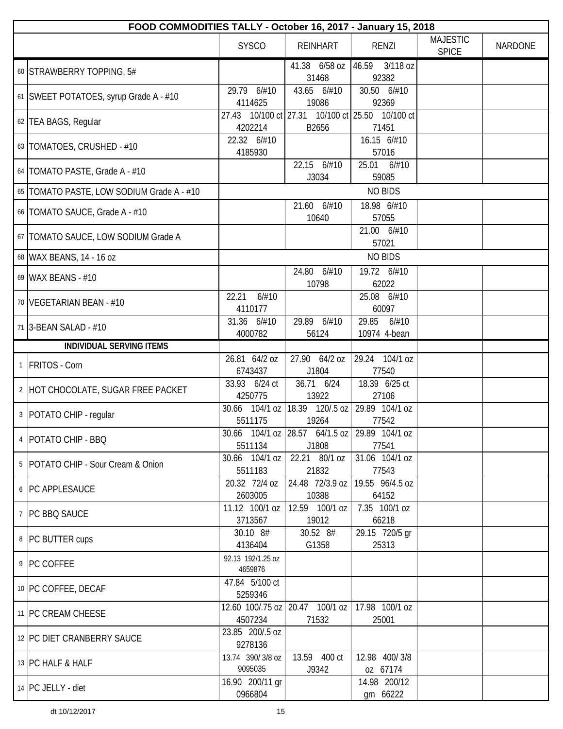| FOOD COMMODITIES TALLY - October 16, 2017 - January 15, 2018 | | | | | | |
|---|---|---|---|---|---|---|
| | | SYSCO | REINHART | RENZI | MAJESTIC SPICE | NARDONE |
| 60 | STRAWBERRY TOPPING, 5# | | 41.38 6/58 oz 31468 | 46.59 3/118 oz 92382 | | |
| 61 | SWEET POTATOES, syrup Grade A - #10 | 29.79 6/#10 4114625 | 43.65 6/#10 19086 | 30.50 6/#10 92369 | | |
| 62 | TEA BAGS, Regular | 27.43 10/100 ct 4202214 | 27.31 10/100 ct B2656 | 25.50 10/100 ct 71451 | | |
| 63 | TOMATOES, CRUSHED - #10 | 22.32 6/#10 4185930 | | 16.15 6/#10 57016 | | |
| 64 | TOMATO PASTE, Grade A - #10 | | 22.15 6/#10 J3034 | 25.01 6/#10 59085 | | |
| 65 | TOMATO PASTE, LOW SODIUM Grade A - #10 | | | NO BIDS | | |
| 66 | TOMATO SAUCE, Grade A - #10 | | 21.60 6/#10 10640 | 18.98 6/#10 57055 | | |
| 67 | TOMATO SAUCE, LOW SODIUM Grade A | | | 21.00 6/#10 57021 | | |
| 68 | WAX BEANS, 14 - 16 oz | | | NO BIDS | | |
| 69 | WAX BEANS - #10 | | 24.80 6/#10 10798 | 19.72 6/#10 62022 | | |
| 70 | VEGETARIAN BEAN - #10 | 22.21 6/#10 4110177 | | 25.08 6/#10 60097 | | |
| 71 | 3-BEAN SALAD - #10 | 31.36 6/#10 4000782 | 29.89 6/#10 56124 | 29.85 6/#10 10974 4-bean | | |
| | **INDIVIDUAL SERVING ITEMS** | | | | | |
| 1 | FRITOS - Corn | 26.81 64/2 oz 6743437 | 27.90 64/2 oz J1804 | 29.24 104/1 oz 77540 | | |
| 2 | HOT CHOCOLATE, SUGAR FREE PACKET | 33.93 6/24 ct 4250775 | 36.71 6/24 13922 | 18.39 6/25 ct 27106 | | |
| 3 | POTATO CHIP - regular | 30.66 104/1 oz 5511175 | 18.39 120/.5 oz 19264 | 29.89 104/1 oz 77542 | | |
| 4 | POTATO CHIP - BBQ | 30.66 104/1 oz 5511134 | 28.57 64/1.5 oz J1808 | 29.89 104/1 oz 77541 | | |
| 5 | POTATO CHIP - Sour Cream & Onion | 30.66 104/1 oz 5511183 | 22.21 80/1 oz 21832 | 31.06 104/1 oz 77543 | | |
| 6 | PC APPLESAUCE | 20.32 72/4 oz 2603005 | 24.48 72/3.9 oz 10388 | 19.55 96/4.5 oz 64152 | | |
| 7 | PC BBQ SAUCE | 11.12 100/1 oz 3713567 | 12.59 100/1 oz 19012 | 7.35 100/1 oz 66218 | | |
| 8 | PC BUTTER cups | 30.10 8# 4136404 | 30.52 8# G1358 | 29.15 720/5 gr 25313 | | |
| 9 | PC COFFEE | 92.13 192/1.25 oz 4659876 | | | | |
| 10 | PC COFFEE, DECAF | 47.84 5/100 ct 5259346 | | | | |
| 11 | PC CREAM CHEESE | 12.60 100/.75 oz 4507234 | 20.47 100/1 oz 71532 | 17.98 100/1 oz 25001 | | |
| 12 | PC DIET CRANBERRY SAUCE | 23.85 200/.5 oz 9278136 | | | | |
| 13 | PC HALF & HALF | 13.74 390/ 3/8 oz 9095035 | 13.59 400 ct J9342 | 12.98 400/ 3/8 oz 67174 | | |
| 14 | PC JELLY - diet | 16.90 200/11 gr 0966804 | | 14.98 200/12 gm 66222 | | |

dt 10/12/2017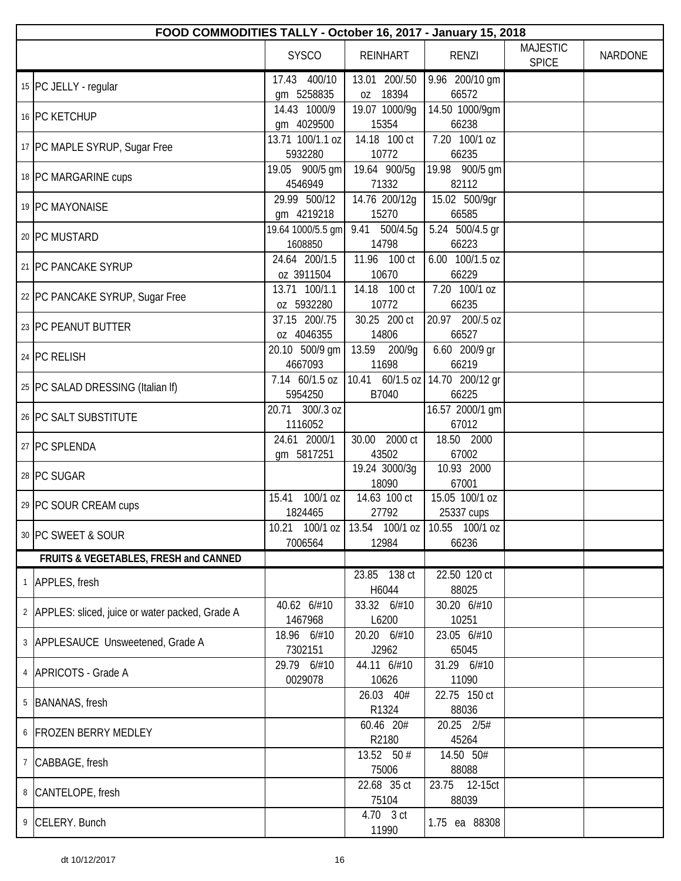| | FOOD COMMODITIES TALLY - October 16, 2017 - January 15, 2018 | | | | | |
|---|---|---|---|---|---|---|
| | | SYSCO | REINHART | RENZI | MAJESTIC SPICE | NARDONE |
| 15 | PC JELLY - regular | 17.43 400/10 gm 5258835 | 13.01 200/.50 oz 18394 | 9.96 200/10 gm 66572 | | |
| 16 | PC KETCHUP | 14.43 1000/9 gm 4029500 | 19.07 1000/9g 15354 | 14.50 1000/9gm 66238 | | |
| 17 | PC MAPLE SYRUP, Sugar Free | 13.71 100/1.1 oz 5932280 | 14.18 100 ct 10772 | 7.20 100/1 oz 66235 | | |
| 18 | PC MARGARINE cups | 19.05 900/5 gm 4546949 | 19.64 900/5g 71332 | 19.98 900/5 gm 82112 | | |
| 19 | PC MAYONAISE | 29.99 500/12 gm 4219218 | 14.76 200/12g 15270 | 15.02 500/9gr 66585 | | |
| 20 | PC MUSTARD | 19.64 1000/5.5 gm 1608850 | 9.41 500/4.5g 14798 | 5.24 500/4.5 gr 66223 | | |
| 21 | PC PANCAKE SYRUP | 24.64 200/1.5 oz 3911504 | 11.96 100 ct 10670 | 6.00 100/1.5 oz 66229 | | |
| 22 | PC PANCAKE SYRUP, Sugar Free | 13.71 100/1.1 oz 5932280 | 14.18 100 ct 10772 | 7.20 100/1 oz 66235 | | |
| 23 | PC PEANUT BUTTER | 37.15 200/.75 oz 4046355 | 30.25 200 ct 14806 | 20.97 200/.5 oz 66527 | | |
| 24 | PC RELISH | 20.10 500/9 gm 4667093 | 13.59 200/9g 11698 | 6.60 200/9 gr 66219 | | |
| 25 | PC SALAD DRESSING (Italian lf) | 7.14 60/1.5 oz 5954250 | 10.41 60/1.5 oz B7040 | 14.70 200/12 gr 66225 | | |
| 26 | PC SALT SUBSTITUTE | 20.71 300/.3 oz 1116052 | | 16.57 2000/1 gm 67012 | | |
| 27 | PC SPLENDA | 24.61 2000/1 gm 5817251 | 30.00 2000 ct 43502 | 18.50 2000 67002 | | |
| 28 | PC SUGAR | | 19.24 3000/3g 18090 | 10.93 2000 67001 | | |
| 29 | PC SOUR CREAM cups | 15.41 100/1 oz 1824465 | 14.63 100 ct 27792 | 15.05 100/1 oz 25337 cups | | |
| 30 | PC SWEET & SOUR | 10.21 100/1 oz 7006564 | 13.54 100/1 oz 12984 | 10.55 100/1 oz 66236 | | |
| | **FRUITS & VEGETABLES, FRESH and CANNED** | | | | | |
| 1 | APPLES, fresh | | 23.85 138 ct H6044 | 22.50 120 ct 88025 | | |
| 2 | APPLES: sliced, juice or water packed, Grade A | 40.62 6/#10 1467968 | 33.32 6/#10 L6200 | 30.20 6/#10 10251 | | |
| 3 | APPLESAUCE Unsweetened, Grade A | 18.96 6/#10 7302151 | 20.20 6/#10 J2962 | 23.05 6/#10 65045 | | |
| 4 | APRICOTS - Grade A | 29.79 6/#10 0029078 | 44.11 6/#10 10626 | 31.29 6/#10 11090 | | |
| 5 | BANANAS, fresh | | 26.03 40# R1324 | 22.75 150 ct 88036 | | |
| 6 | FROZEN BERRY MEDLEY | | 60.46 20# R2180 | 20.25 2/5# 45264 | | |
| 7 | CABBAGE, fresh | | 13.52 50 # 75006 | 14.50 50# 88088 | | |
| 8 | CANTELOPE, fresh | | 22.68 35 ct 75104 | 23.75 12-15ct 88039 | | |
| 9 | CELERY. Bunch | | 4.70 3 ct 11990 | 1.75 ea 88308 | | |

dt 10/12/2017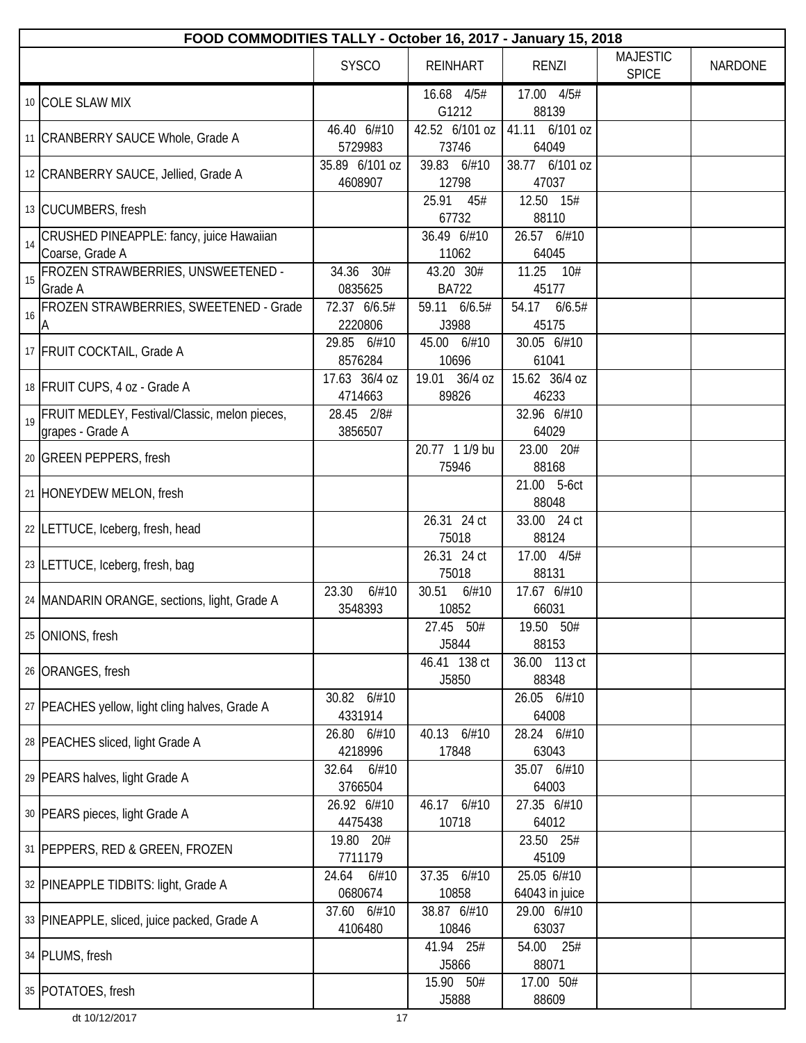| FOOD COMMODITIES TALLY - October 16, 2017 - January 15, 2018 | | | | | | |
|---|---|---|---|---|---|---|
| | | SYSCO | REINHART | RENZI | MAJESTIC SPICE | NARDONE |
| 10 | COLE SLAW MIX | | 16.68 4/5# G1212 | 17.00 4/5# 88139 | | |
| 11 | CRANBERRY SAUCE Whole, Grade A | 46.40 6/#10 5729983 | 42.52 6/101 oz 73746 | 41.11 6/101 oz 64049 | | |
| 12 | CRANBERRY SAUCE, Jellied, Grade A | 35.89 6/101 oz 4608907 | 39.83 6/#10 12798 | 38.77 6/101 oz 47037 | | |
| 13 | CUCUMBERS, fresh | | 25.91 45# 67732 | 12.50 15# 88110 | | |
| 14 | CRUSHED PINEAPPLE: fancy, juice Hawaiian Coarse, Grade A | | 36.49 6/#10 11062 | 26.57 6/#10 64045 | | |
| 15 | FROZEN STRAWBERRIES, UNSWEETENED - Grade A | 34.36 30# 0835625 | 43.20 30# BA722 | 11.25 10# 45177 | | |
| 16 | FROZEN STRAWBERRIES, SWEETENED - Grade A | 72.37 6/6.5# 2220806 | 59.11 6/6.5# J3988 | 54.17 6/6.5# 45175 | | |
| 17 | FRUIT COCKTAIL, Grade A | 29.85 6/#10 8576284 | 45.00 6/#10 10696 | 30.05 6/#10 61041 | | |
| 18 | FRUIT CUPS, 4 oz - Grade A | 17.63 36/4 oz 4714663 | 19.01 36/4 oz 89826 | 15.62 36/4 oz 46233 | | |
| 19 | FRUIT MEDLEY, Festival/Classic, melon pieces, grapes - Grade A | 28.45 2/8# 3856507 | | 32.96 6/#10 64029 | | |
| 20 | GREEN PEPPERS, fresh | | 20.77 1 1/9 bu 75946 | 23.00 20# 88168 | | |
| 21 | HONEYDEW MELON, fresh | | | 21.00 5-6ct 88048 | | |
| 22 | LETTUCE, Iceberg, fresh, head | | 26.31 24 ct 75018 | 33.00 24 ct 88124 | | |
| 23 | LETTUCE, Iceberg, fresh, bag | | 26.31 24 ct 75018 | 17.00 4/5# 88131 | | |
| 24 | MANDARIN ORANGE, sections, light, Grade A | 23.30 6/#10 3548393 | 30.51 6/#10 10852 | 17.67 6/#10 66031 | | |
| 25 | ONIONS, fresh | | 27.45 50# J5844 | 19.50 50# 88153 | | |
| 26 | ORANGES, fresh | | 46.41 138 ct J5850 | 36.00 113 ct 88348 | | |
| 27 | PEACHES yellow, light cling halves, Grade A | 30.82 6/#10 4331914 | | 26.05 6/#10 64008 | | |
| 28 | PEACHES sliced, light Grade A | 26.80 6/#10 4218996 | 40.13 6/#10 17848 | 28.24 6/#10 63043 | | |
| 29 | PEARS halves, light Grade A | 32.64 6/#10 3766504 | | 35.07 6/#10 64003 | | |
| 30 | PEARS pieces, light Grade A | 26.92 6/#10 4475438 | 46.17 6/#10 10718 | 27.35 6/#10 64012 | | |
| 31 | PEPPERS, RED & GREEN, FROZEN | 19.80 20# 7711179 | | 23.50 25# 45109 | | |
| 32 | PINEAPPLE TIDBITS: light, Grade A | 24.64 6/#10 0680674 | 37.35 6/#10 10858 | 25.05 6/#10 64043 in juice | | |
| 33 | PINEAPPLE, sliced, juice packed, Grade A | 37.60 6/#10 4106480 | 38.87 6/#10 10846 | 29.00 6/#10 63037 | | |
| 34 | PLUMS, fresh | | 41.94 25# J5866 | 54.00 25# 88071 | | |
| 35 | POTATOES, fresh | | 15.90 50# J5888 | 17.00 50# 88609 | | |

dt 10/12/2017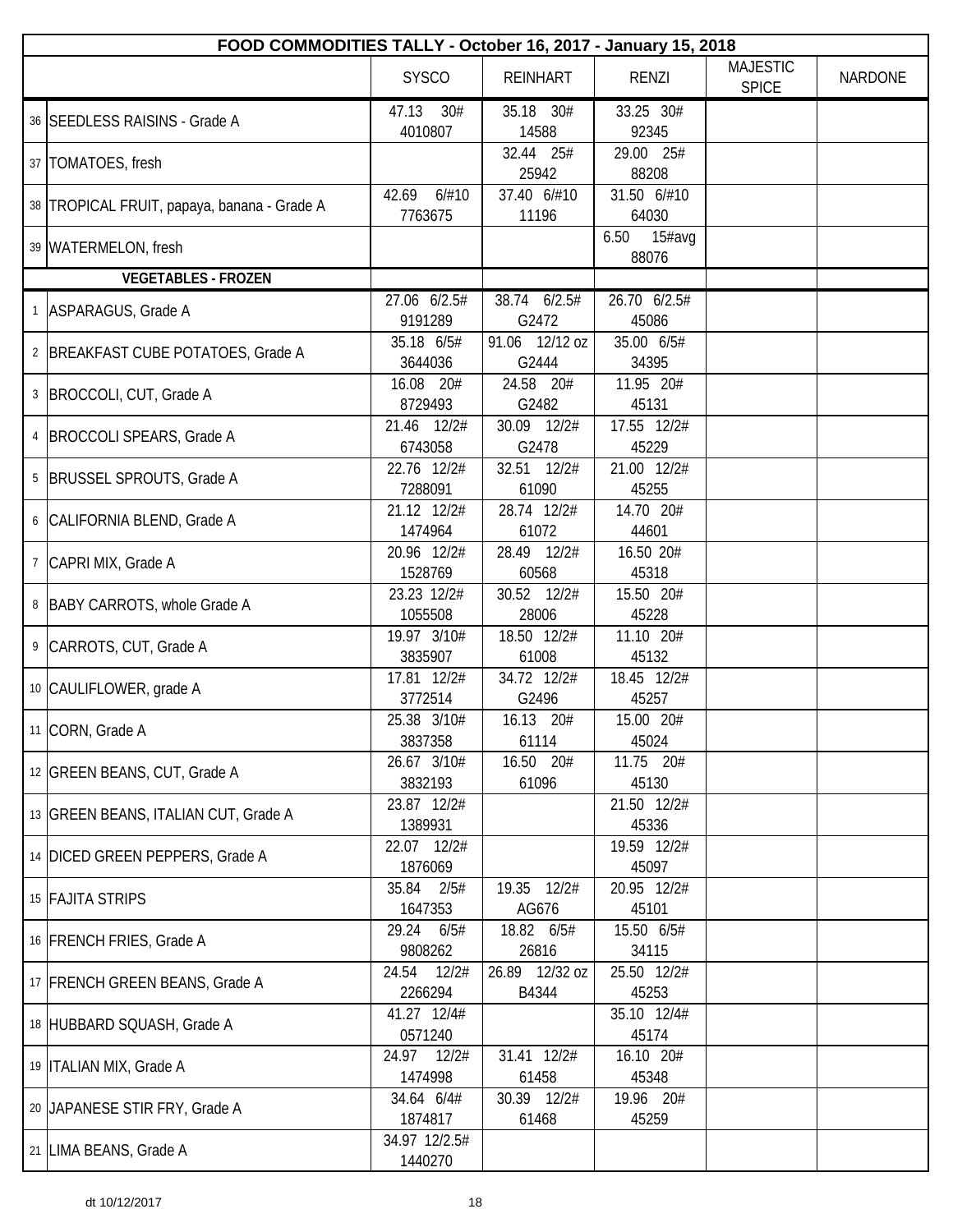| FOOD COMMODITIES TALLY - October 16, 2017 - January 15, 2018 | | | | | | |
|---|---|---|---|---|---|---|
| | | SYSCO | REINHART | RENZI | MAJESTIC SPICE | NARDONE |
| 36 | SEEDLESS RAISINS - Grade A | 47.13 30# 4010807 | 35.18 30# 14588 | 33.25 30# 92345 | | |
| 37 | TOMATOES, fresh | | 32.44 25# 25942 | 29.00 25# 88208 | | |
| 38 | TROPICAL FRUIT, papaya, banana - Grade A | 42.69 6/#10 7763675 | 37.40 6/#10 11196 | 31.50 6/#10 64030 | | |
| 39 | WATERMELON, fresh | | | 6.50 15#avg 88076 | | |
| | **VEGETABLES - FROZEN** | | | | | |
| 1 | ASPARAGUS, Grade A | 27.06 6/2.5# 9191289 | 38.74 6/2.5# G2472 | 26.70 6/2.5# 45086 | | |
| 2 | BREAKFAST CUBE POTATOES, Grade A | 35.18 6/5# 3644036 | 91.06 12/12 oz G2444 | 35.00 6/5# 34395 | | |
| 3 | BROCCOLI, CUT, Grade A | 16.08 20# 8729493 | 24.58 20# G2482 | 11.95 20# 45131 | | |
| 4 | BROCCOLI SPEARS, Grade A | 21.46 12/2# 6743058 | 30.09 12/2# G2478 | 17.55 12/2# 45229 | | |
| 5 | BRUSSEL SPROUTS, Grade A | 22.76 12/2# 7288091 | 32.51 12/2# 61090 | 21.00 12/2# 45255 | | |
| 6 | CALIFORNIA BLEND, Grade A | 21.12 12/2# 1474964 | 28.74 12/2# 61072 | 14.70 20# 44601 | | |
| 7 | CAPRI MIX, Grade A | 20.96 12/2# 1528769 | 28.49 12/2# 60568 | 16.50 20# 45318 | | |
| 8 | BABY CARROTS, whole Grade A | 23.23 12/2# 1055508 | 30.52 12/2# 28006 | 15.50 20# 45228 | | |
| 9 | CARROTS, CUT, Grade A | 19.97 3/10# 3835907 | 18.50 12/2# 61008 | 11.10 20# 45132 | | |
| 10 | CAULIFLOWER, grade A | 17.81 12/2# 3772514 | 34.72 12/2# G2496 | 18.45 12/2# 45257 | | |
| 11 | CORN, Grade A | 25.38 3/10# 3837358 | 16.13 20# 61114 | 15.00 20# 45024 | | |
| 12 | GREEN BEANS, CUT, Grade A | 26.67 3/10# 3832193 | 16.50 20# 61096 | 11.75 20# 45130 | | |
| 13 | GREEN BEANS, ITALIAN CUT, Grade A | 23.87 12/2# 1389931 | | 21.50 12/2# 45336 | | |
| 14 | DICED GREEN PEPPERS, Grade A | 22.07 12/2# 1876069 | | 19.59 12/2# 45097 | | |
| 15 | FAJITA STRIPS | 35.84 2/5# 1647353 | 19.35 12/2# AG676 | 20.95 12/2# 45101 | | |
| 16 | FRENCH FRIES, Grade A | 29.24 6/5# 9808262 | 18.82 6/5# 26816 | 15.50 6/5# 34115 | | |
| 17 | FRENCH GREEN BEANS, Grade A | 24.54 12/2# 2266294 | 26.89 12/32 oz B4344 | 25.50 12/2# 45253 | | |
| 18 | HUBBARD SQUASH, Grade A | 41.27 12/4# 0571240 | | 35.10 12/4# 45174 | | |
| 19 | ITALIAN MIX, Grade A | 24.97 12/2# 1474998 | 31.41 12/2# 61458 | 16.10 20# 45348 | | |
| 20 | JAPANESE STIR FRY, Grade A | 34.64 6/4# 1874817 | 30.39 12/2# 61468 | 19.96 20# 45259 | | |
| 21 | LIMA BEANS, Grade A | 34.97 12/2.5# 1440270 | | | | |

dt 10/12/2017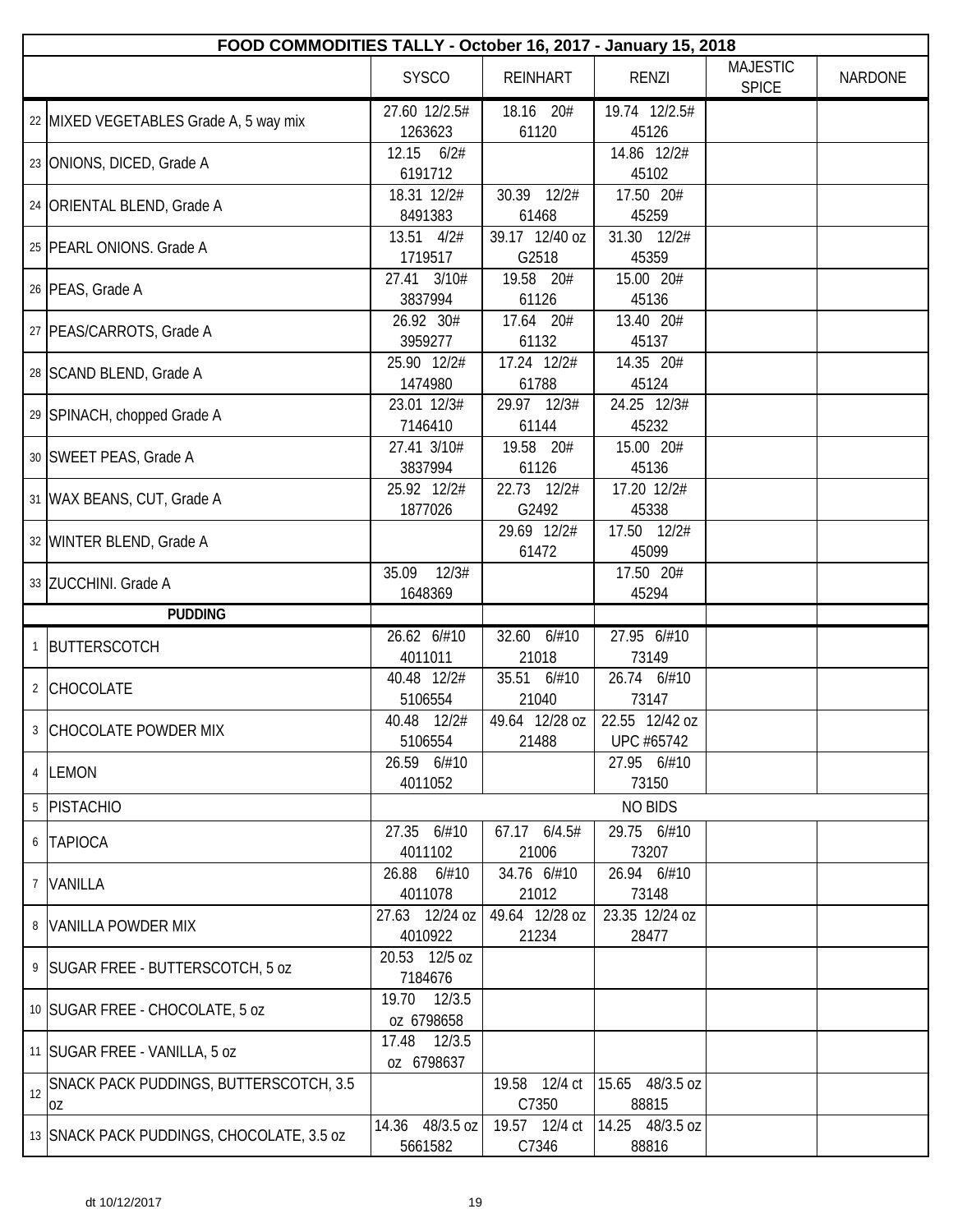| FOOD COMMODITIES TALLY - October 16, 2017 - January 15, 2018 | | | | | | |
|---|---|---|---|---|---|---|
| | | SYSCO | REINHART | RENZI | MAJESTIC SPICE | NARDONE |
| 22 | MIXED VEGETABLES Grade A, 5 way mix | 27.60 12/2.5# 1263623 | 18.16 20# 61120 | 19.74 12/2.5# 45126 | | |
| 23 | ONIONS, DICED, Grade A | 12.15 6/2# 6191712 | | 14.86 12/2# 45102 | | |
| 24 | ORIENTAL BLEND, Grade A | 18.31 12/2# 8491383 | 30.39 12/2# 61468 | 17.50 20# 45259 | | |
| 25 | PEARL ONIONS. Grade A | 13.51 4/2# 1719517 | 39.17 12/40 oz G2518 | 31.30 12/2# 45359 | | |
| 26 | PEAS, Grade A | 27.41 3/10# 3837994 | 19.58 20# 61126 | 15.00 20# 45136 | | |
| 27 | PEAS/CARROTS, Grade A | 26.92 30# 3959277 | 17.64 20# 61132 | 13.40 20# 45137 | | |
| 28 | SCAND BLEND, Grade A | 25.90 12/2# 1474980 | 17.24 12/2# 61788 | 14.35 20# 45124 | | |
| 29 | SPINACH, chopped Grade A | 23.01 12/3# 7146410 | 29.97 12/3# 61144 | 24.25 12/3# 45232 | | |
| 30 | SWEET PEAS, Grade A | 27.41 3/10# 3837994 | 19.58 20# 61126 | 15.00 20# 45136 | | |
| 31 | WAX BEANS, CUT, Grade A | 25.92 12/2# 1877026 | 22.73 12/2# G2492 | 17.20 12/2# 45338 | | |
| 32 | WINTER BLEND, Grade A | | 29.69 12/2# 61472 | 17.50 12/2# 45099 | | |
| 33 | ZUCCHINI. Grade A | 35.09 12/3# 1648369 | | 17.50 20# 45294 | | |
| | **PUDDING** | | | | | |
| 1 | BUTTERSCOTCH | 26.62 6/#10 4011011 | 32.60 6/#10 21018 | 27.95 6/#10 73149 | | |
| 2 | CHOCOLATE | 40.48 12/2# 5106554 | 35.51 6/#10 21040 | 26.74 6/#10 73147 | | |
| 3 | CHOCOLATE POWDER MIX | 40.48 12/2# 5106554 | 49.64 12/28 oz 21488 | 22.55 12/42 oz UPC #65742 | | |
| 4 | LEMON | 26.59 6/#10 4011052 | | 27.95 6/#10 73150 | | |
| 5 | PISTACHIO | NO BIDS | | | | |
| 6 | TAPIOCA | 27.35 6/#10 4011102 | 67.17 6/4.5# 21006 | 29.75 6/#10 73207 | | |
| 7 | VANILLA | 26.88 6/#10 4011078 | 34.76 6/#10 21012 | 26.94 6/#10 73148 | | |
| 8 | VANILLA POWDER MIX | 27.63 12/24 oz 4010922 | 49.64 12/28 oz 21234 | 23.35 12/24 oz 28477 | | |
| 9 | SUGAR FREE - BUTTERSCOTCH, 5 oz | 20.53 12/5 oz 7184676 | | | | |
| 10 | SUGAR FREE - CHOCOLATE, 5 oz | 19.70 12/3.5 oz 6798658 | | | | |
| 11 | SUGAR FREE - VANILLA, 5 oz | 17.48 12/3.5 oz 6798637 | | | | |
| 12 | SNACK PACK PUDDINGS, BUTTERSCOTCH, 3.5 oz | | 19.58 12/4 ct C7350 | 15.65 48/3.5 oz 88815 | | |
| 13 | SNACK PACK PUDDINGS, CHOCOLATE, 3.5 oz | 14.36 48/3.5 oz 5661582 | 19.57 12/4 ct C7346 | 14.25 48/3.5 oz 88816 | | |

dt 10/12/2017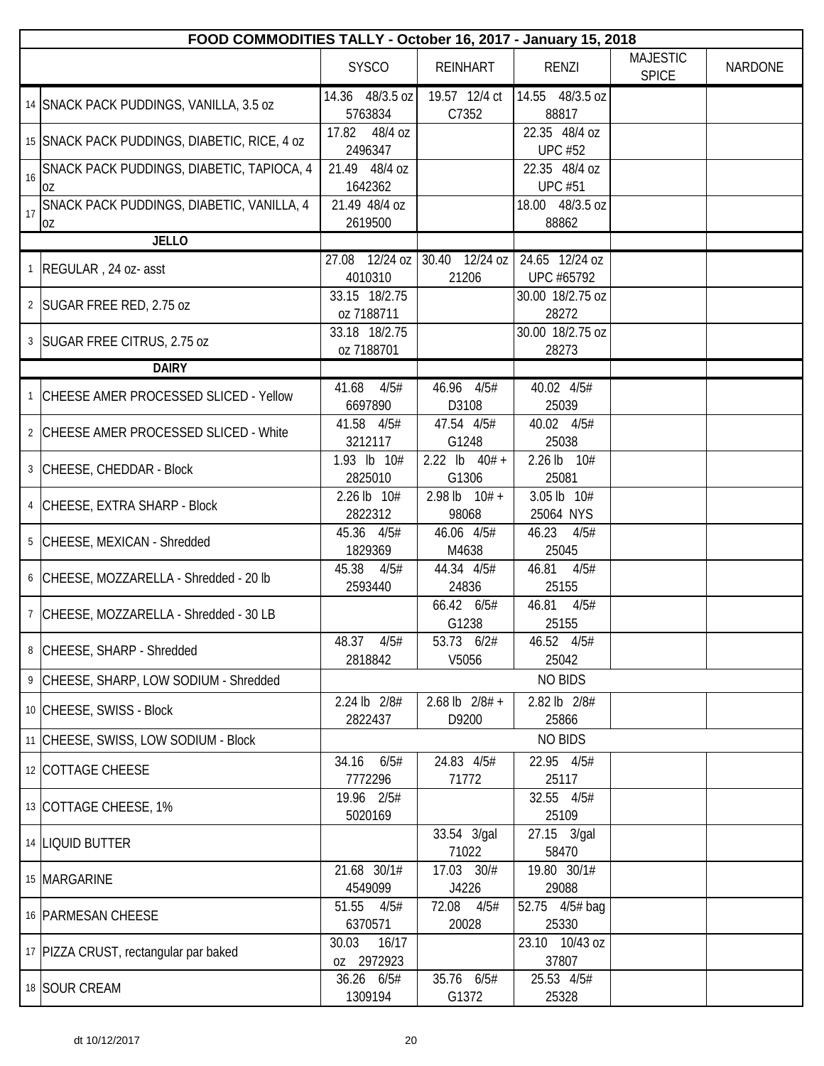| FOOD COMMODITIES TALLY - October 16, 2017 - January 15, 2018 | | | | | | |
|---|---|---|---|---|---|---|
| | | SYSCO | REINHART | RENZI | MAJESTIC SPICE | NARDONE |
| 14 | SNACK PACK PUDDINGS, VANILLA, 3.5 oz | 14.36 48/3.5 oz 5763834 | 19.57 12/4 ct C7352 | 14.55 48/3.5 oz 88817 | | |
| 15 | SNACK PACK PUDDINGS, DIABETIC, RICE, 4 oz | 17.82 48/4 oz 2496347 | | 22.35 48/4 oz UPC #52 | | |
| 16 | SNACK PACK PUDDINGS, DIABETIC, TAPIOCA, 4 oz | 21.49 48/4 oz 1642362 | | 22.35 48/4 oz UPC #51 | | |
| 17 | SNACK PACK PUDDINGS, DIABETIC, VANILLA, 4 oz | 21.49 48/4 oz 2619500 | | 18.00 48/3.5 oz 88862 | | |
| | **JELLO** | | | | | |
| 1 | REGULAR , 24 oz- asst | 27.08 12/24 oz 4010310 | 30.40 12/24 oz 21206 | 24.65 12/24 oz UPC #65792 | | |
| 2 | SUGAR FREE RED, 2.75 oz | 33.15 18/2.75 oz 7188711 | | 30.00 18/2.75 oz 28272 | | |
| 3 | SUGAR FREE CITRUS, 2.75 oz | 33.18 18/2.75 oz 7188701 | | 30.00 18/2.75 oz 28273 | | |
| | **DAIRY** | | | | | |
| 1 | CHEESE AMER PROCESSED SLICED - Yellow | 41.68 4/5# 6697890 | 46.96 4/5# D3108 | 40.02 4/5# 25039 | | |
| 2 | CHEESE AMER PROCESSED SLICED - White | 41.58 4/5# 3212117 | 47.54 4/5# G1248 | 40.02 4/5# 25038 | | |
| 3 | CHEESE, CHEDDAR - Block | 1.93 lb 10# 2825010 | 2.22 lb 40# + G1306 | 2.26 lb 10# 25081 | | |
| 4 | CHEESE, EXTRA SHARP - Block | 2.26 lb 10# 2822312 | 2.98 lb 10# + 98068 | 3.05 lb 10# 25064 NYS | | |
| 5 | CHEESE, MEXICAN - Shredded | 45.36 4/5# 1829369 | 46.06 4/5# M4638 | 46.23 4/5# 25045 | | |
| 6 | CHEESE, MOZZARELLA - Shredded - 20 lb | 45.38 4/5# 2593440 | 44.34 4/5# 24836 | 46.81 4/5# 25155 | | |
| 7 | CHEESE, MOZZARELLA - Shredded - 30 LB | | 66.42 6/5# G1238 | 46.81 4/5# 25155 | | |
| 8 | CHEESE, SHARP - Shredded | 48.37 4/5# 2818842 | 53.73 6/2# V5056 | 46.52 4/5# 25042 | | |
| 9 | CHEESE, SHARP, LOW SODIUM - Shredded | | | NO BIDS | | |
| 10 | CHEESE, SWISS - Block | 2.24 lb 2/8# 2822437 | 2.68 lb 2/8# + D9200 | 2.82 lb 2/8# 25866 | | |
| 11 | CHEESE, SWISS, LOW SODIUM - Block | | | NO BIDS | | |
| 12 | COTTAGE CHEESE | 34.16 6/5# 7772296 | 24.83 4/5# 71772 | 22.95 4/5# 25117 | | |
| 13 | COTTAGE CHEESE, 1% | 19.96 2/5# 5020169 | | 32.55 4/5# 25109 | | |
| 14 | LIQUID BUTTER | | 33.54 3/gal 71022 | 27.15 3/gal 58470 | | |
| 15 | MARGARINE | 21.68 30/1# 4549099 | 17.03 30/# J4226 | 19.80 30/1# 29088 | | |
| 16 | PARMESAN CHEESE | 51.55 4/5# 6370571 | 72.08 4/5# 20028 | 52.75 4/5# bag 25330 | | |
| 17 | PIZZA CRUST, rectangular par baked | 30.03 16/17 oz 2972923 | | 23.10 10/43 oz 37807 | | |
| 18 | SOUR CREAM | 36.26 6/5# 1309194 | 35.76 6/5# G1372 | 25.53 4/5# 25328 | | |

dt 10/12/2017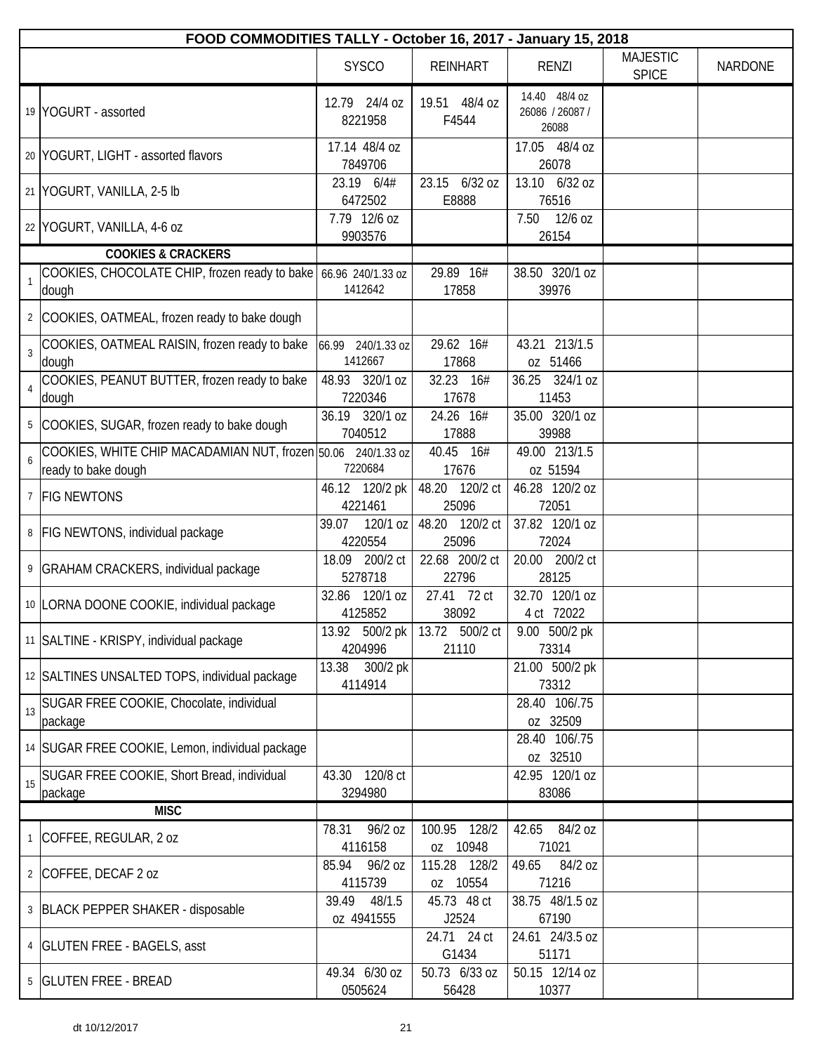| FOOD COMMODITIES TALLY - October 16, 2017 - January 15, 2018 | | | | | | |
|---|---|---|---|---|---|---|
| | | SYSCO | REINHART | RENZI | MAJESTIC SPICE | NARDONE |
| 19 | YOGURT - assorted | 12.79 24/4 oz 8221958 | 19.51 48/4 oz F4544 | 14.40 48/4 oz 26086 / 26087 / 26088 | | |
| 20 | YOGURT, LIGHT - assorted flavors | 17.14 48/4 oz 7849706 | | 17.05 48/4 oz 26078 | | |
| 21 | YOGURT, VANILLA, 2-5 lb | 23.19 6/4# 6472502 | 23.15 6/32 oz E8888 | 13.10 6/32 oz 76516 | | |
| 22 | YOGURT, VANILLA, 4-6 oz | 7.79 12/6 oz 9903576 | | 7.50 12/6 oz 26154 | | |
| | **COOKIES & CRACKERS** | | | | | |
| 1 | COOKIES, CHOCOLATE CHIP, frozen ready to bake dough | 66.96 240/1.33 oz 1412642 | 29.89 16# 17858 | 38.50 320/1 oz 39976 | | |
| 2 | COOKIES, OATMEAL, frozen ready to bake dough | | | | | |
| 3 | COOKIES, OATMEAL RAISIN, frozen ready to bake dough | 66.99 240/1.33 oz 1412667 | 29.62 16# 17868 | 43.21 213/1.5 oz 51466 | | |
| 4 | COOKIES, PEANUT BUTTER, frozen ready to bake dough | 48.93 320/1 oz 7220346 | 32.23 16# 17678 | 36.25 324/1 oz 11453 | | |
| 5 | COOKIES, SUGAR, frozen ready to bake dough | 36.19 320/1 oz 7040512 | 24.26 16# 17888 | 35.00 320/1 oz 39988 | | |
| 6 | COOKIES, WHITE CHIP MACADAMIAN NUT, frozen ready to bake dough | 50.06 240/1.33 oz 7220684 | 40.45 16# 17676 | 49.00 213/1.5 oz 51594 | | |
| 7 | FIG NEWTONS | 46.12 120/2 pk 4221461 | 48.20 120/2 ct 25096 | 46.28 120/2 oz 72051 | | |
| 8 | FIG NEWTONS, individual package | 39.07 120/1 oz 4220554 | 48.20 120/2 ct 25096 | 37.82 120/1 oz 72024 | | |
| 9 | GRAHAM CRACKERS, individual package | 18.09 200/2 ct 5278718 | 22.68 200/2 ct 22796 | 20.00 200/2 ct 28125 | | |
| 10 | LORNA DOONE COOKIE, individual package | 32.86 120/1 oz 4125852 | 27.41 72 ct 38092 | 32.70 120/1 oz 4 ct 72022 | | |
| 11 | SALTINE - KRISPY, individual package | 13.92 500/2 pk 4204996 | 13.72 500/2 ct 21110 | 9.00 500/2 pk 73314 | | |
| 12 | SALTINES UNSALTED TOPS, individual package | 13.38 300/2 pk 4114914 | | 21.00 500/2 pk 73312 | | |
| 13 | SUGAR FREE COOKIE, Chocolate, individual package | | | 28.40 106/.75 oz 32509 | | |
| 14 | SUGAR FREE COOKIE, Lemon, individual package | | | 28.40 106/.75 oz 32510 | | |
| 15 | SUGAR FREE COOKIE, Short Bread, individual package | 43.30 120/8 ct 3294980 | | 42.95 120/1 oz 83086 | | |
| | **MISC** | | | | | |
| 1 | COFFEE, REGULAR, 2 oz | 78.31 96/2 oz 4116158 | 100.95 128/2 oz 10948 | 42.65 84/2 oz 71021 | | |
| 2 | COFFEE, DECAF 2 oz | 85.94 96/2 oz 4115739 | 115.28 128/2 oz 10554 | 49.65 84/2 oz 71216 | | |
| 3 | BLACK PEPPER SHAKER - disposable | 39.49 48/1.5 oz 4941555 | 45.73 48 ct J2524 | 38.75 48/1.5 oz 67190 | | |
| 4 | GLUTEN FREE - BAGELS, asst | | 24.71 24 ct G1434 | 24.61 24/3.5 oz 51171 | | |
| 5 | GLUTEN FREE - BREAD | 49.34 6/30 oz 0505624 | 50.73 6/33 oz 56428 | 50.15 12/14 oz 10377 | | |

dt 10/12/2017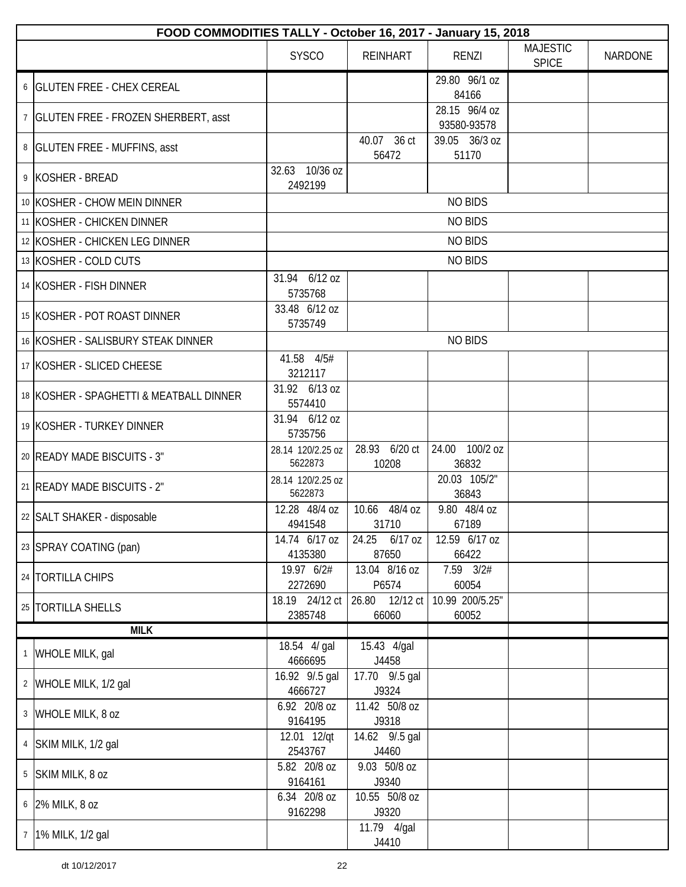| FOOD COMMODITIES TALLY - October 16, 2017 - January 15, 2018 | | | | | | |
|---|---|---|---|---|---|---|
| | | SYSCO | REINHART | RENZI | MAJESTIC SPICE | NARDONE |
| 6 | GLUTEN FREE - CHEX CEREAL | | | 29.80 96/1 oz 84166 | | |
| 7 | GLUTEN FREE - FROZEN SHERBERT, asst | | | 28.15 96/4 oz 93580-93578 | | |
| 8 | GLUTEN FREE - MUFFINS, asst | | 40.07 36 ct 56472 | 39.05 36/3 oz 51170 | | |
| 9 | KOSHER - BREAD | 32.63 10/36 oz 2492199 | | | | |
| 10 | KOSHER - CHOW MEIN DINNER | NO BIDS | | | | |
| 11 | KOSHER - CHICKEN DINNER | NO BIDS | | | | |
| 12 | KOSHER - CHICKEN LEG DINNER | NO BIDS | | | | |
| 13 | KOSHER - COLD CUTS | NO BIDS | | | | |
| 14 | KOSHER - FISH DINNER | 31.94 6/12 oz 5735768 | | | | |
| 15 | KOSHER - POT ROAST DINNER | 33.48 6/12 oz 5735749 | | | | |
| 16 | KOSHER - SALISBURY STEAK DINNER | NO BIDS | | | | |
| 17 | KOSHER - SLICED CHEESE | 41.58 4/5# 3212117 | | | | |
| 18 | KOSHER - SPAGHETTI & MEATBALL DINNER | 31.92 6/13 oz 5574410 | | | | |
| 19 | KOSHER - TURKEY DINNER | 31.94 6/12 oz 5735756 | | | | |
| 20 | READY MADE BISCUITS - 3" | 28.14 120/2.25 oz 5622873 | 28.93 6/20 ct 10208 | 24.00 100/2 oz 36832 | | |
| 21 | READY MADE BISCUITS - 2" | 28.14 120/2.25 oz 5622873 | | 20.03 105/2" 36843 | | |
| 22 | SALT SHAKER - disposable | 12.28 48/4 oz 4941548 | 10.66 48/4 oz 31710 | 9.80 48/4 oz 67189 | | |
| 23 | SPRAY COATING (pan) | 14.74 6/17 oz 4135380 | 24.25 6/17 oz 87650 | 12.59 6/17 oz 66422 | | |
| 24 | TORTILLA CHIPS | 19.97 6/2# 2272690 | 13.04 8/16 oz P6574 | 7.59 3/2# 60054 | | |
| 25 | TORTILLA SHELLS | 18.19 24/12 ct 2385748 | 26.80 12/12 ct 66060 | 10.99 200/5.25" 60052 | | |
| | **MILK** | | | | | |
| 1 | WHOLE MILK, gal | 18.54 4/ gal 4666695 | 15.43 4/gal J4458 | | | |
| 2 | WHOLE MILK, 1/2 gal | 16.92 9/.5 gal 4666727 | 17.70 9/.5 gal J9324 | | | |
| 3 | WHOLE MILK, 8 oz | 6.92 20/8 oz 9164195 | 11.42 50/8 oz J9318 | | | |
| 4 | SKIM MILK, 1/2 gal | 12.01 12/qt 2543767 | 14.62 9/.5 gal J4460 | | | |
| 5 | SKIM MILK, 8 oz | 5.82 20/8 oz 9164161 | 9.03 50/8 oz J9340 | | | |
| 6 | 2% MILK, 8 oz | 6.34 20/8 oz 9162298 | 10.55 50/8 oz J9320 | | | |
| 7 | 1% MILK, 1/2 gal | | 11.79 4/gal J4410 | | | |

dt 10/12/2017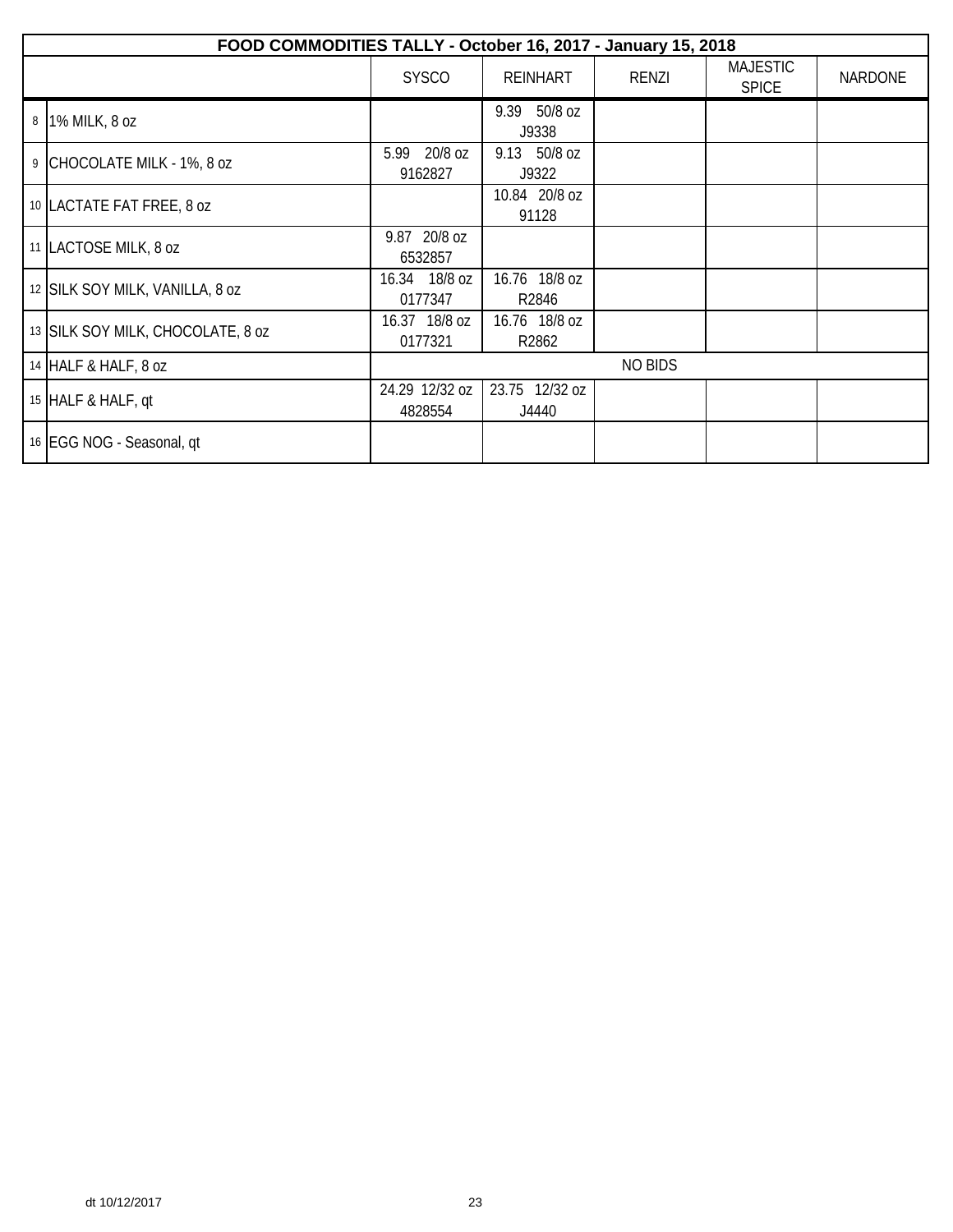| FOOD COMMODITIES TALLY - October 16, 2017 - January 15, 2018 | | | | | | |
|---|---|---|---|---|---|---|
| | | SYSCO | REINHART | RENZI | MAJESTIC SPICE | NARDONE |
| 8 | 1% MILK, 8 oz | | 9.39 50/8 oz J9338 | | | |
| 9 | CHOCOLATE MILK - 1%, 8 oz | 5.99 20/8 oz 9162827 | 9.13 50/8 oz J9322 | | | |
| 10 | LACTATE FAT FREE, 8 oz | | 10.84 20/8 oz 91128 | | | |
| 11 | LACTOSE MILK, 8 oz | 9.87 20/8 oz 6532857 | | | | |
| 12 | SILK SOY MILK, VANILLA, 8 oz | 16.34 18/8 oz 0177347 | 16.76 18/8 oz R2846 | | | |
| 13 | SILK SOY MILK, CHOCOLATE, 8 oz | 16.37 18/8 oz 0177321 | 16.76 18/8 oz R2862 | | | |
| 14 | HALF & HALF, 8 oz | | | NO BIDS | | |
| 15 | HALF & HALF, qt | 24.29 12/32 oz 4828554 | 23.75 12/32 oz J4440 | | | |
| 16 | EGG NOG - Seasonal, qt | | | | | |

dt 10/12/2017